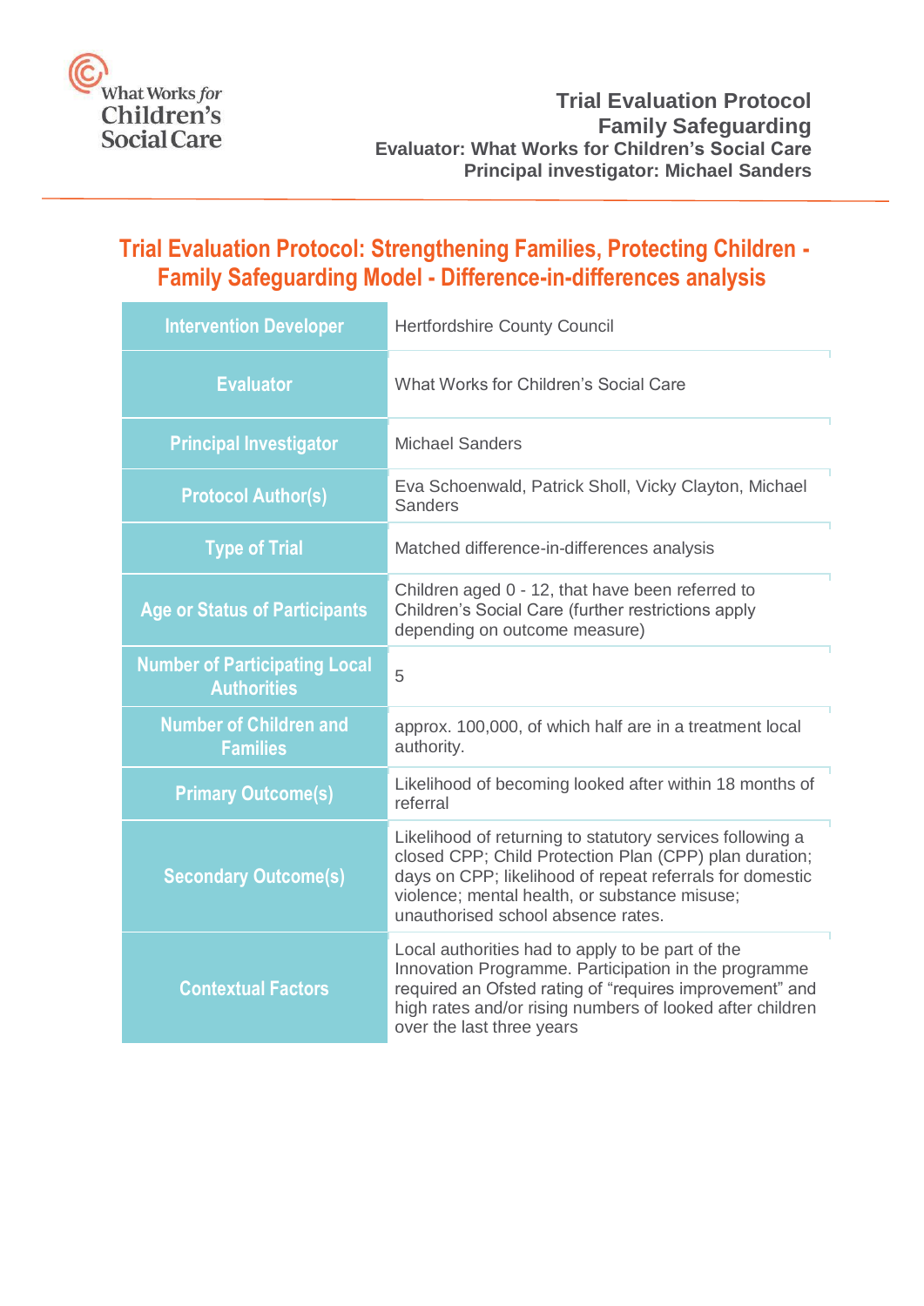What Works *for* Children's Social Care

**Trial Evaluation Protocol**
**Family Safeguarding**
**Evaluator: What Works for Children's Social Care**
**Principal investigator: Michael Sanders**

# Trial Evaluation Protocol: Strengthening Families, Protecting Children - Family Safeguarding Model - Difference-in-differences analysis

| | |
|---|---|
| **Intervention Developer** | Hertfordshire County Council |
| **Evaluator** | What Works for Children's Social Care |
| **Principal Investigator** | Michael Sanders |
| **Protocol Author(s)** | Eva Schoenwald, Patrick Sholl, Vicky Clayton, Michael Sanders |
| **Type of Trial** | Matched difference-in-differences analysis |
| **Age or Status of Participants** | Children aged 0 - 12, that have been referred to Children's Social Care (further restrictions apply depending on outcome measure) |
| **Number of Participating Local Authorities** | 5 |
| **Number of Children and Families** | approx. 100,000, of which half are in a treatment local authority. |
| **Primary Outcome(s)** | Likelihood of becoming looked after within 18 months of referral |
| **Secondary Outcome(s)** | Likelihood of returning to statutory services following a closed CPP; Child Protection Plan (CPP) plan duration; days on CPP; likelihood of repeat referrals for domestic violence; mental health, or substance misuse; unauthorised school absence rates. |
| **Contextual Factors** | Local authorities had to apply to be part of the Innovation Programme. Participation in the programme required an Ofsted rating of "requires improvement" and high rates and/or rising numbers of looked after children over the last three years |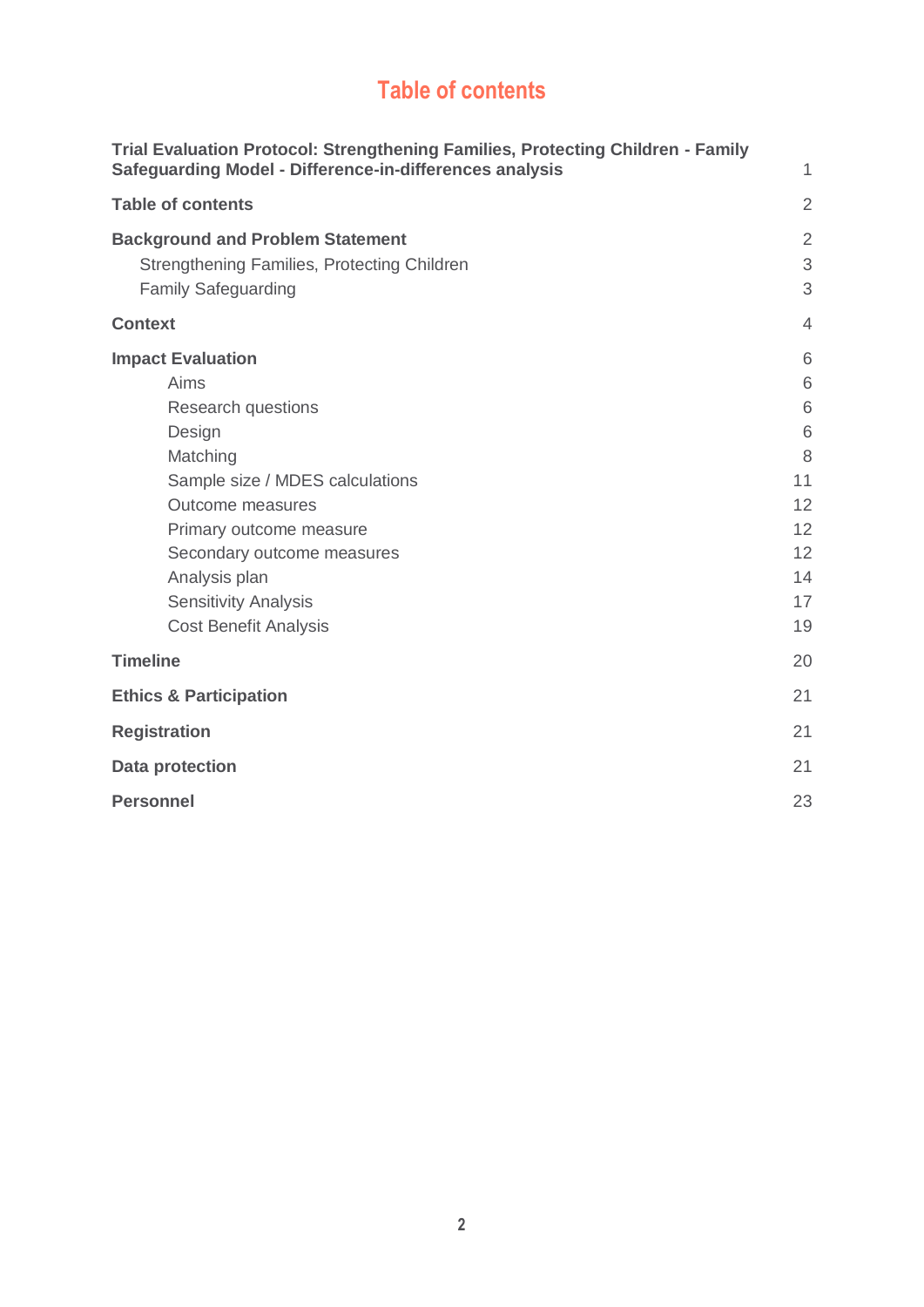# Table of contents

| | |
|---|---|
| **Trial Evaluation Protocol: Strengthening Families, Protecting Children - Family Safeguarding Model - Difference-in-differences analysis** | 1 |
| **Table of contents** | 2 |
| **Background and Problem Statement** | 2 |
| Strengthening Families, Protecting Children | 3 |
| Family Safeguarding | 3 |
| **Context** | 4 |
| **Impact Evaluation** | 6 |
| Aims | 6 |
| Research questions | 6 |
| Design | 6 |
| Matching | 8 |
| Sample size / MDES calculations | 11 |
| Outcome measures | 12 |
| Primary outcome measure | 12 |
| Secondary outcome measures | 12 |
| Analysis plan | 14 |
| Sensitivity Analysis | 17 |
| Cost Benefit Analysis | 19 |
| **Timeline** | 20 |
| **Ethics & Participation** | 21 |
| **Registration** | 21 |
| **Data protection** | 21 |
| **Personnel** | 23 |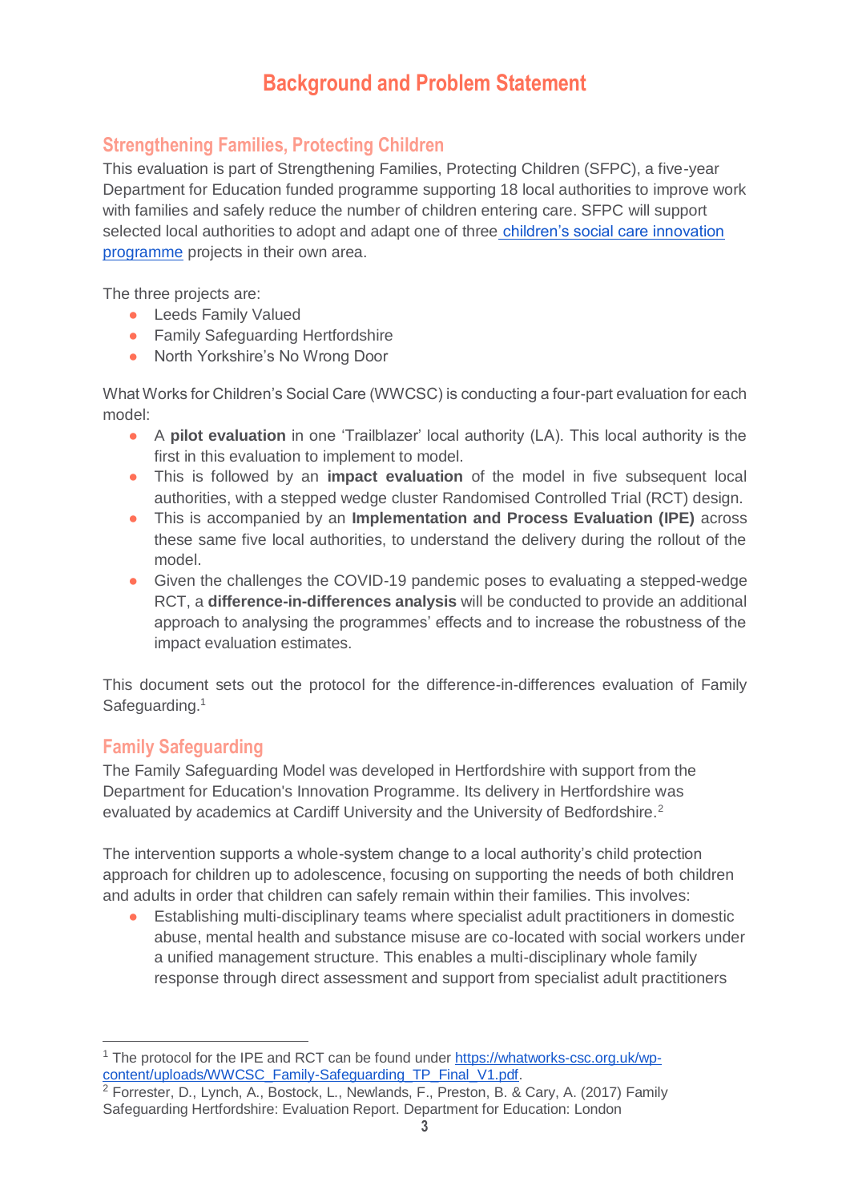# Background and Problem Statement

## Strengthening Families, Protecting Children

This evaluation is part of Strengthening Families, Protecting Children (SFPC), a five-year Department for Education funded programme supporting 18 local authorities to improve work with families and safely reduce the number of children entering care. SFPC will support selected local authorities to adopt and adapt one of three [children's social care innovation programme](#) projects in their own area.

The three projects are:

- Leeds Family Valued
- Family Safeguarding Hertfordshire
- North Yorkshire's No Wrong Door

What Works for Children's Social Care (WWCSC) is conducting a four-part evaluation for each model:

- A **pilot evaluation** in one 'Trailblazer' local authority (LA). This local authority is the first in this evaluation to implement to model.
- This is followed by an **impact evaluation** of the model in five subsequent local authorities, with a stepped wedge cluster Randomised Controlled Trial (RCT) design.
- This is accompanied by an **Implementation and Process Evaluation (IPE)** across these same five local authorities, to understand the delivery during the rollout of the model.
- Given the challenges the COVID-19 pandemic poses to evaluating a stepped-wedge RCT, a **difference-in-differences analysis** will be conducted to provide an additional approach to analysing the programmes' effects and to increase the robustness of the impact evaluation estimates.

This document sets out the protocol for the difference-in-differences evaluation of Family Safeguarding.[1]

## Family Safeguarding

The Family Safeguarding Model was developed in Hertfordshire with support from the Department for Education's Innovation Programme. Its delivery in Hertfordshire was evaluated by academics at Cardiff University and the University of Bedfordshire.[2]

The intervention supports a whole-system change to a local authority's child protection approach for children up to adolescence, focusing on supporting the needs of both children and adults in order that children can safely remain within their families. This involves:

- Establishing multi-disciplinary teams where specialist adult practitioners in domestic abuse, mental health and substance misuse are co-located with social workers under a unified management structure. This enables a multi-disciplinary whole family response through direct assessment and support from specialist adult practitioners

---

[1] The protocol for the IPE and RCT can be found under https://whatworks-csc.org.uk/wp-content/uploads/WWCSC_Family-Safeguarding_TP_Final_V1.pdf.

[2] Forrester, D., Lynch, A., Bostock, L., Newlands, F., Preston, B. & Cary, A. (2017) Family Safeguarding Hertfordshire: Evaluation Report. Department for Education: London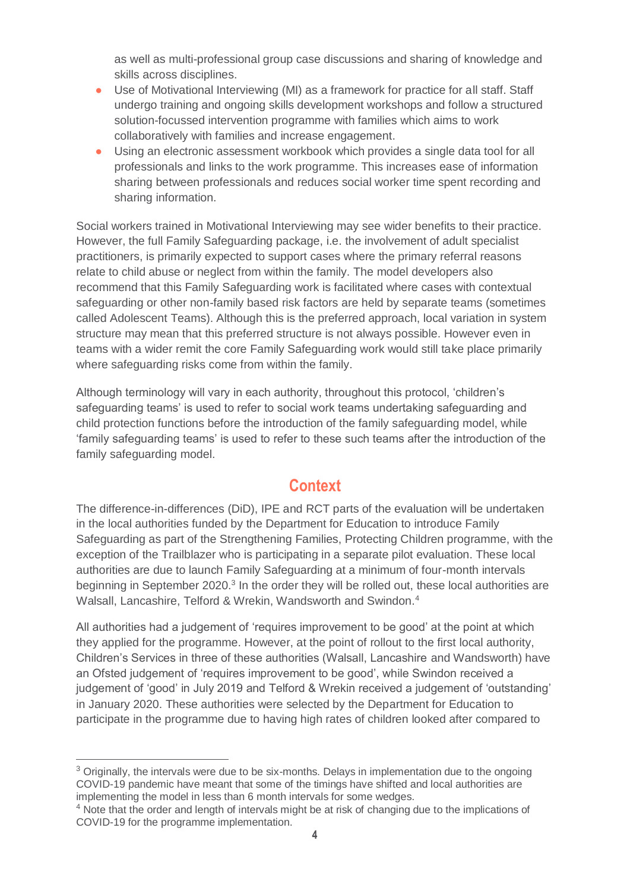as well as multi-professional group case discussions and sharing of knowledge and skills across disciplines.

- Use of Motivational Interviewing (MI) as a framework for practice for all staff. Staff undergo training and ongoing skills development workshops and follow a structured solution-focussed intervention programme with families which aims to work collaboratively with families and increase engagement.
- Using an electronic assessment workbook which provides a single data tool for all professionals and links to the work programme. This increases ease of information sharing between professionals and reduces social worker time spent recording and sharing information.

Social workers trained in Motivational Interviewing may see wider benefits to their practice. However, the full Family Safeguarding package, i.e. the involvement of adult specialist practitioners, is primarily expected to support cases where the primary referral reasons relate to child abuse or neglect from within the family. The model developers also recommend that this Family Safeguarding work is facilitated where cases with contextual safeguarding or other non-family based risk factors are held by separate teams (sometimes called Adolescent Teams). Although this is the preferred approach, local variation in system structure may mean that this preferred structure is not always possible. However even in teams with a wider remit the core Family Safeguarding work would still take place primarily where safeguarding risks come from within the family.

Although terminology will vary in each authority, throughout this protocol, 'children's safeguarding teams' is used to refer to social work teams undertaking safeguarding and child protection functions before the introduction of the family safeguarding model, while 'family safeguarding teams' is used to refer to these such teams after the introduction of the family safeguarding model.

## Context

The difference-in-differences (DiD), IPE and RCT parts of the evaluation will be undertaken in the local authorities funded by the Department for Education to introduce Family Safeguarding as part of the Strengthening Families, Protecting Children programme, with the exception of the Trailblazer who is participating in a separate pilot evaluation. These local authorities are due to launch Family Safeguarding at a minimum of four-month intervals beginning in September 2020.[3] In the order they will be rolled out, these local authorities are Walsall, Lancashire, Telford & Wrekin, Wandsworth and Swindon.[4]

All authorities had a judgement of 'requires improvement to be good' at the point at which they applied for the programme. However, at the point of rollout to the first local authority, Children's Services in three of these authorities (Walsall, Lancashire and Wandsworth) have an Ofsted judgement of 'requires improvement to be good', while Swindon received a judgement of 'good' in July 2019 and Telford & Wrekin received a judgement of 'outstanding' in January 2020. These authorities were selected by the Department for Education to participate in the programme due to having high rates of children looked after compared to

---

[3] Originally, the intervals were due to be six-months. Delays in implementation due to the ongoing COVID-19 pandemic have meant that some of the timings have shifted and local authorities are implementing the model in less than 6 month intervals for some wedges.

[4] Note that the order and length of intervals might be at risk of changing due to the implications of COVID-19 for the programme implementation.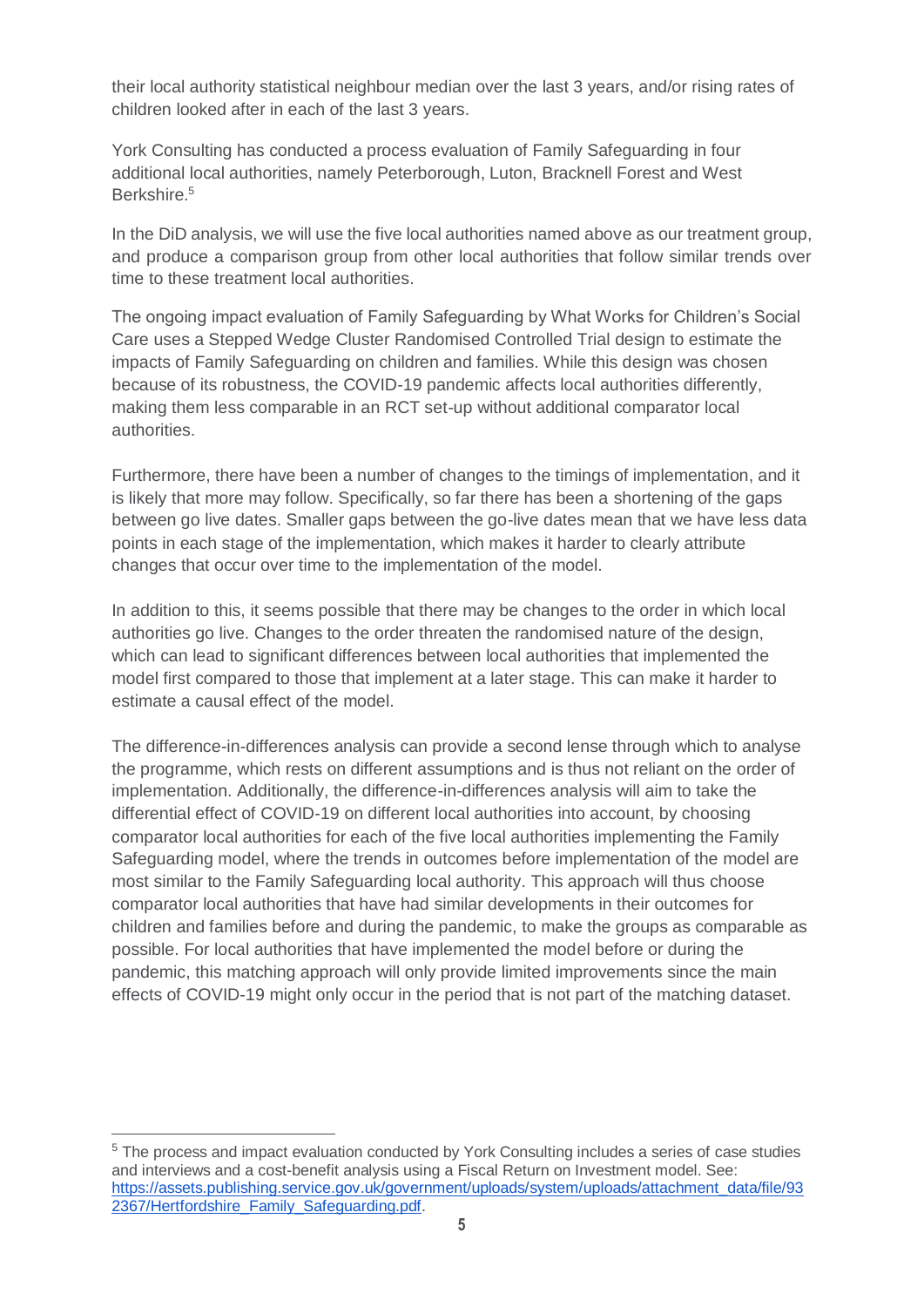their local authority statistical neighbour median over the last 3 years, and/or rising rates of children looked after in each of the last 3 years.

York Consulting has conducted a process evaluation of Family Safeguarding in four additional local authorities, namely Peterborough, Luton, Bracknell Forest and West Berkshire.[5]

In the DiD analysis, we will use the five local authorities named above as our treatment group, and produce a comparison group from other local authorities that follow similar trends over time to these treatment local authorities.

The ongoing impact evaluation of Family Safeguarding by What Works for Children's Social Care uses a Stepped Wedge Cluster Randomised Controlled Trial design to estimate the impacts of Family Safeguarding on children and families. While this design was chosen because of its robustness, the COVID-19 pandemic affects local authorities differently, making them less comparable in an RCT set-up without additional comparator local authorities.

Furthermore, there have been a number of changes to the timings of implementation, and it is likely that more may follow. Specifically, so far there has been a shortening of the gaps between go live dates. Smaller gaps between the go-live dates mean that we have less data points in each stage of the implementation, which makes it harder to clearly attribute changes that occur over time to the implementation of the model.

In addition to this, it seems possible that there may be changes to the order in which local authorities go live. Changes to the order threaten the randomised nature of the design, which can lead to significant differences between local authorities that implemented the model first compared to those that implement at a later stage. This can make it harder to estimate a causal effect of the model.

The difference-in-differences analysis can provide a second lense through which to analyse the programme, which rests on different assumptions and is thus not reliant on the order of implementation. Additionally, the difference-in-differences analysis will aim to take the differential effect of COVID-19 on different local authorities into account, by choosing comparator local authorities for each of the five local authorities implementing the Family Safeguarding model, where the trends in outcomes before implementation of the model are most similar to the Family Safeguarding local authority. This approach will thus choose comparator local authorities that have had similar developments in their outcomes for children and families before and during the pandemic, to make the groups as comparable as possible. For local authorities that have implemented the model before or during the pandemic, this matching approach will only provide limited improvements since the main effects of COVID-19 might only occur in the period that is not part of the matching dataset.

[5] The process and impact evaluation conducted by York Consulting includes a series of case studies and interviews and a cost-benefit analysis using a Fiscal Return on Investment model. See: [https://assets.publishing.service.gov.uk/government/uploads/system/uploads/attachment_data/file/932367/Hertfordshire_Family_Safeguarding.pdf](https://assets.publishing.service.gov.uk/government/uploads/system/uploads/attachment_data/file/932367/Hertfordshire_Family_Safeguarding.pdf).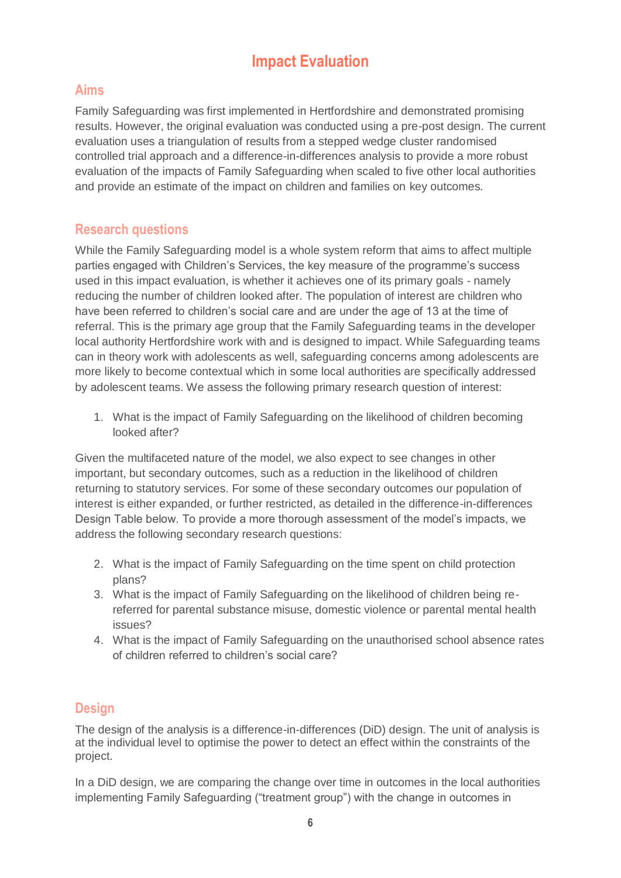# Impact Evaluation

## Aims

Family Safeguarding was first implemented in Hertfordshire and demonstrated promising results. However, the original evaluation was conducted using a pre-post design. The current evaluation uses a triangulation of results from a stepped wedge cluster randomised controlled trial approach and a difference-in-differences analysis to provide a more robust evaluation of the impacts of Family Safeguarding when scaled to five other local authorities and provide an estimate of the impact on children and families on key outcomes.

## Research questions

While the Family Safeguarding model is a whole system reform that aims to affect multiple parties engaged with Children's Services, the key measure of the programme's success used in this impact evaluation, is whether it achieves one of its primary goals - namely reducing the number of children looked after. The population of interest are children who have been referred to children's social care and are under the age of 13 at the time of referral. This is the primary age group that the Family Safeguarding teams in the developer local authority Hertfordshire work with and is designed to impact. While Safeguarding teams can in theory work with adolescents as well, safeguarding concerns among adolescents are more likely to become contextual which in some local authorities are specifically addressed by adolescent teams. We assess the following primary research question of interest:

1. What is the impact of Family Safeguarding on the likelihood of children becoming looked after?

Given the multifaceted nature of the model, we also expect to see changes in other important, but secondary outcomes, such as a reduction in the likelihood of children returning to statutory services. For some of these secondary outcomes our population of interest is either expanded, or further restricted, as detailed in the difference-in-differences Design Table below. To provide a more thorough assessment of the model's impacts, we address the following secondary research questions:

2. What is the impact of Family Safeguarding on the time spent on child protection plans?
3. What is the impact of Family Safeguarding on the likelihood of children being re-referred for parental substance misuse, domestic violence or parental mental health issues?
4. What is the impact of Family Safeguarding on the unauthorised school absence rates of children referred to children's social care?

## Design

The design of the analysis is a difference-in-differences (DiD) design. The unit of analysis is at the individual level to optimise the power to detect an effect within the constraints of the project.

In a DiD design, we are comparing the change over time in outcomes in the local authorities implementing Family Safeguarding ("treatment group") with the change in outcomes in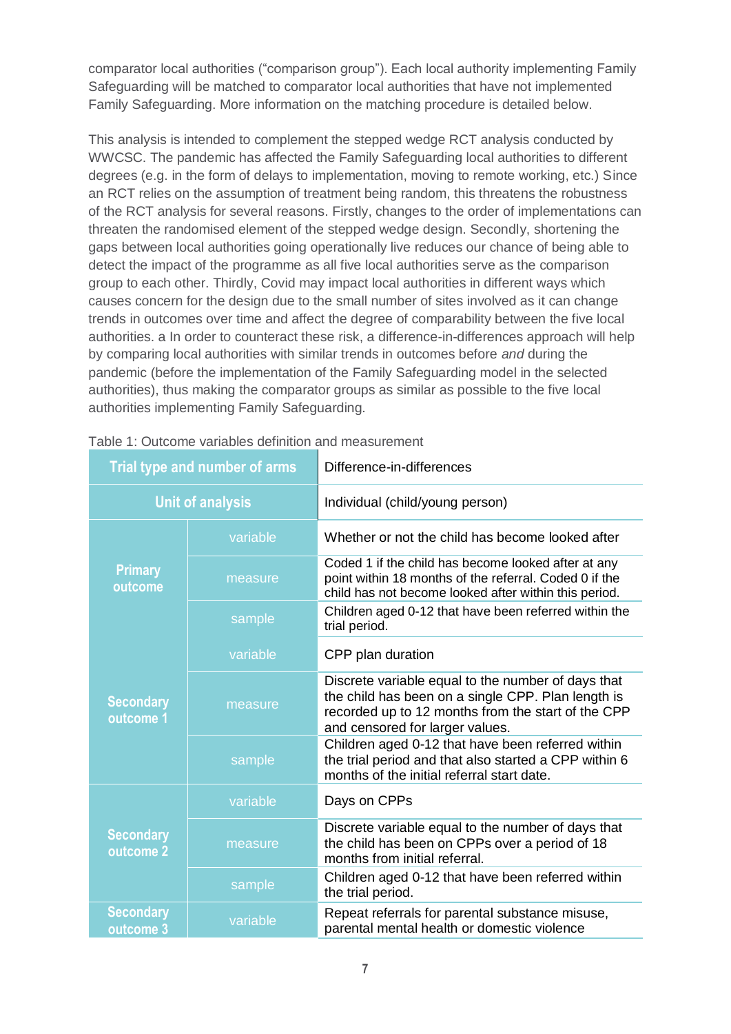comparator local authorities ("comparison group"). Each local authority implementing Family Safeguarding will be matched to comparator local authorities that have not implemented Family Safeguarding. More information on the matching procedure is detailed below.

This analysis is intended to complement the stepped wedge RCT analysis conducted by WWCSC. The pandemic has affected the Family Safeguarding local authorities to different degrees (e.g. in the form of delays to implementation, moving to remote working, etc.) Since an RCT relies on the assumption of treatment being random, this threatens the robustness of the RCT analysis for several reasons. Firstly, changes to the order of implementations can threaten the randomised element of the stepped wedge design. Secondly, shortening the gaps between local authorities going operationally live reduces our chance of being able to detect the impact of the programme as all five local authorities serve as the comparison group to each other. Thirdly, Covid may impact local authorities in different ways which causes concern for the design due to the small number of sites involved as it can change trends in outcomes over time and affect the degree of comparability between the five local authorities. a In order to counteract these risk, a difference-in-differences approach will help by comparing local authorities with similar trends in outcomes before *and* during the pandemic (before the implementation of the Family Safeguarding model in the selected authorities), thus making the comparator groups as similar as possible to the five local authorities implementing Family Safeguarding.

Table 1: Outcome variables definition and measurement

| **Trial type and number of arms** | | Difference-in-differences |
|---|---|---|
| **Unit of analysis** | | Individual (child/young person) |
| **Primary outcome** | variable | Whether or not the child has become looked after |
| | measure | Coded 1 if the child has become looked after at any point within 18 months of the referral. Coded 0 if the child has not become looked after within this period. |
| | sample | Children aged 0-12 that have been referred within the trial period. |
| **Secondary outcome 1** | variable | CPP plan duration |
| | measure | Discrete variable equal to the number of days that the child has been on a single CPP. Plan length is recorded up to 12 months from the start of the CPP and censored for larger values. |
| | sample | Children aged 0-12 that have been referred within the trial period and that also started a CPP within 6 months of the initial referral start date. |
| **Secondary outcome 2** | variable | Days on CPPs |
| | measure | Discrete variable equal to the number of days that the child has been on CPPs over a period of 18 months from initial referral. |
| | sample | Children aged 0-12 that have been referred within the trial period. |
| **Secondary outcome 3** | variable | Repeat referrals for parental substance misuse, parental mental health or domestic violence |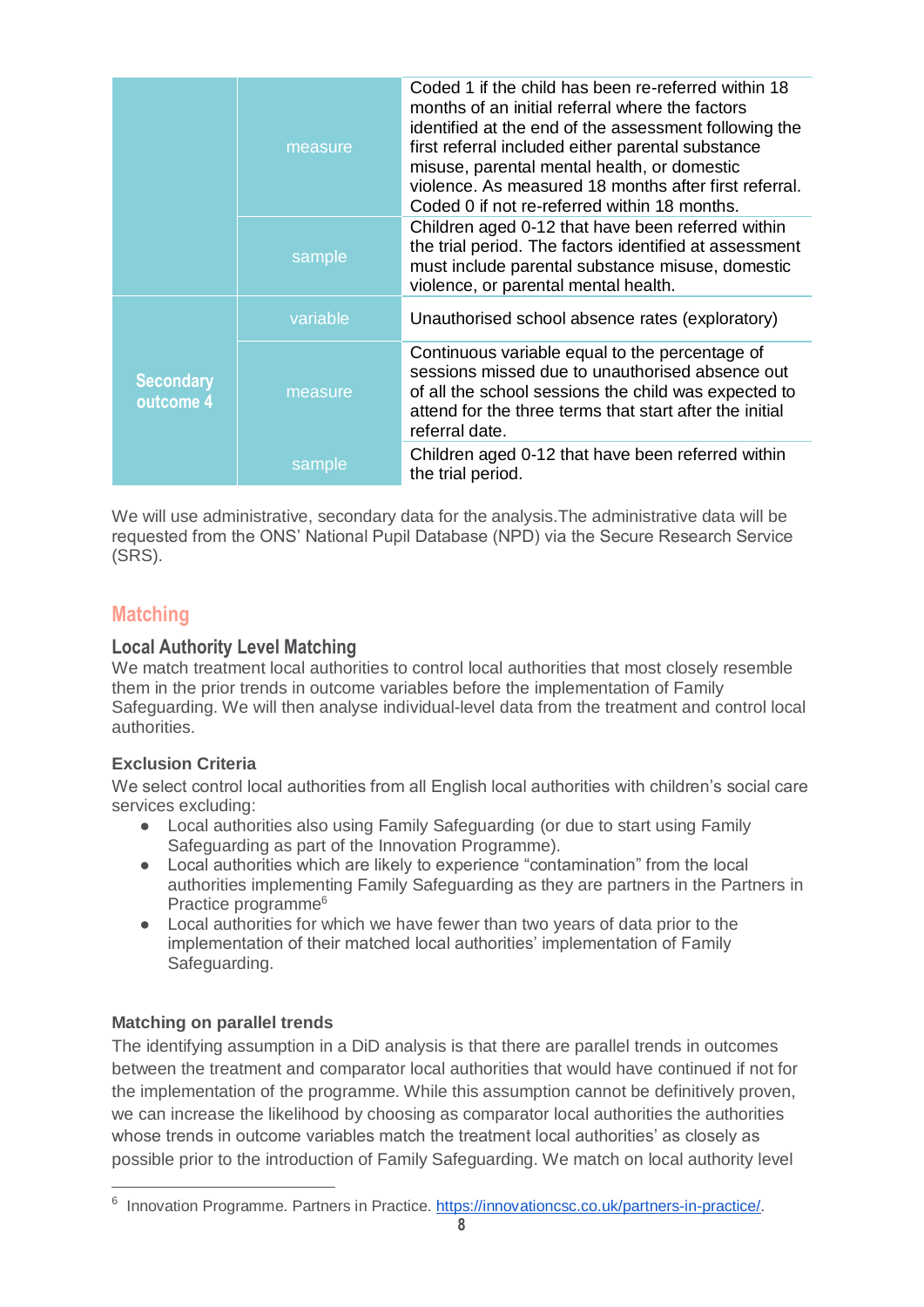| | | |
|---|---|---|
| | measure | Coded 1 if the child has been re-referred within 18 months of an initial referral where the factors identified at the end of the assessment following the first referral included either parental substance misuse, parental mental health, or domestic violence. As measured 18 months after first referral. Coded 0 if not re-referred within 18 months. |
| | sample | Children aged 0-12 that have been referred within the trial period. The factors identified at assessment must include parental substance misuse, domestic violence, or parental mental health. |
| **Secondary outcome 4** | variable | Unauthorised school absence rates (exploratory) |
| | measure | Continuous variable equal to the percentage of sessions missed due to unauthorised absence out of all the school sessions the child was expected to attend for the three terms that start after the initial referral date. |
| | sample | Children aged 0-12 that have been referred within the trial period. |

We will use administrative, secondary data for the analysis.The administrative data will be requested from the ONS' National Pupil Database (NPD) via the Secure Research Service (SRS).

## Matching

### Local Authority Level Matching

We match treatment local authorities to control local authorities that most closely resemble them in the prior trends in outcome variables before the implementation of Family Safeguarding. We will then analyse individual-level data from the treatment and control local authorities.

#### Exclusion Criteria

We select control local authorities from all English local authorities with children's social care services excluding:

- Local authorities also using Family Safeguarding (or due to start using Family Safeguarding as part of the Innovation Programme).
- Local authorities which are likely to experience "contamination" from the local authorities implementing Family Safeguarding as they are partners in the Partners in Practice programme[6]
- Local authorities for which we have fewer than two years of data prior to the implementation of their matched local authorities' implementation of Family Safeguarding.

#### Matching on parallel trends

The identifying assumption in a DiD analysis is that there are parallel trends in outcomes between the treatment and comparator local authorities that would have continued if not for the implementation of the programme. While this assumption cannot be definitively proven, we can increase the likelihood by choosing as comparator local authorities the authorities whose trends in outcome variables match the treatment local authorities' as closely as possible prior to the introduction of Family Safeguarding. We match on local authority level

[6] Innovation Programme. Partners in Practice. https://innovationcsc.co.uk/partners-in-practice/.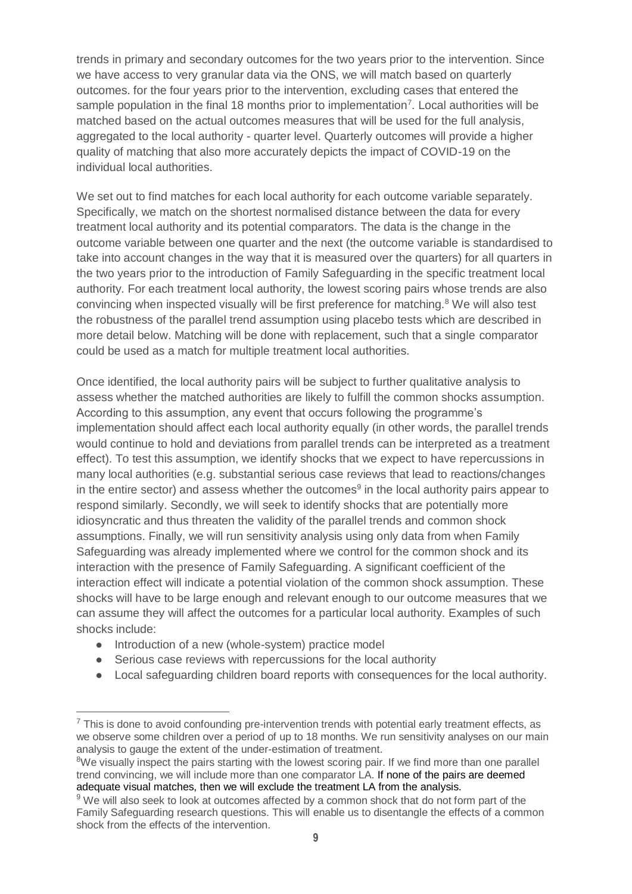trends in primary and secondary outcomes for the two years prior to the intervention. Since we have access to very granular data via the ONS, we will match based on quarterly outcomes. for the four years prior to the intervention, excluding cases that entered the sample population in the final 18 months prior to implementation[7]. Local authorities will be matched based on the actual outcomes measures that will be used for the full analysis, aggregated to the local authority - quarter level. Quarterly outcomes will provide a higher quality of matching that also more accurately depicts the impact of COVID-19 on the individual local authorities.

We set out to find matches for each local authority for each outcome variable separately. Specifically, we match on the shortest normalised distance between the data for every treatment local authority and its potential comparators. The data is the change in the outcome variable between one quarter and the next (the outcome variable is standardised to take into account changes in the way that it is measured over the quarters) for all quarters in the two years prior to the introduction of Family Safeguarding in the specific treatment local authority. For each treatment local authority, the lowest scoring pairs whose trends are also convincing when inspected visually will be first preference for matching.[8] We will also test the robustness of the parallel trend assumption using placebo tests which are described in more detail below. Matching will be done with replacement, such that a single comparator could be used as a match for multiple treatment local authorities.

Once identified, the local authority pairs will be subject to further qualitative analysis to assess whether the matched authorities are likely to fulfill the common shocks assumption. According to this assumption, any event that occurs following the programme's implementation should affect each local authority equally (in other words, the parallel trends would continue to hold and deviations from parallel trends can be interpreted as a treatment effect). To test this assumption, we identify shocks that we expect to have repercussions in many local authorities (e.g. substantial serious case reviews that lead to reactions/changes in the entire sector) and assess whether the outcomes[9] in the local authority pairs appear to respond similarly. Secondly, we will seek to identify shocks that are potentially more idiosyncratic and thus threaten the validity of the parallel trends and common shock assumptions. Finally, we will run sensitivity analysis using only data from when Family Safeguarding was already implemented where we control for the common shock and its interaction with the presence of Family Safeguarding. A significant coefficient of the interaction effect will indicate a potential violation of the common shock assumption. These shocks will have to be large enough and relevant enough to our outcome measures that we can assume they will affect the outcomes for a particular local authority. Examples of such shocks include:

- Introduction of a new (whole-system) practice model
- Serious case reviews with repercussions for the local authority
- Local safeguarding children board reports with consequences for the local authority.

---

[7] This is done to avoid confounding pre-intervention trends with potential early treatment effects, as we observe some children over a period of up to 18 months. We run sensitivity analyses on our main analysis to gauge the extent of the under-estimation of treatment.

[8] We visually inspect the pairs starting with the lowest scoring pair. If we find more than one parallel trend convincing, we will include more than one comparator LA. If none of the pairs are deemed adequate visual matches, then we will exclude the treatment LA from the analysis.

[9] We will also seek to look at outcomes affected by a common shock that do not form part of the Family Safeguarding research questions. This will enable us to disentangle the effects of a common shock from the effects of the intervention.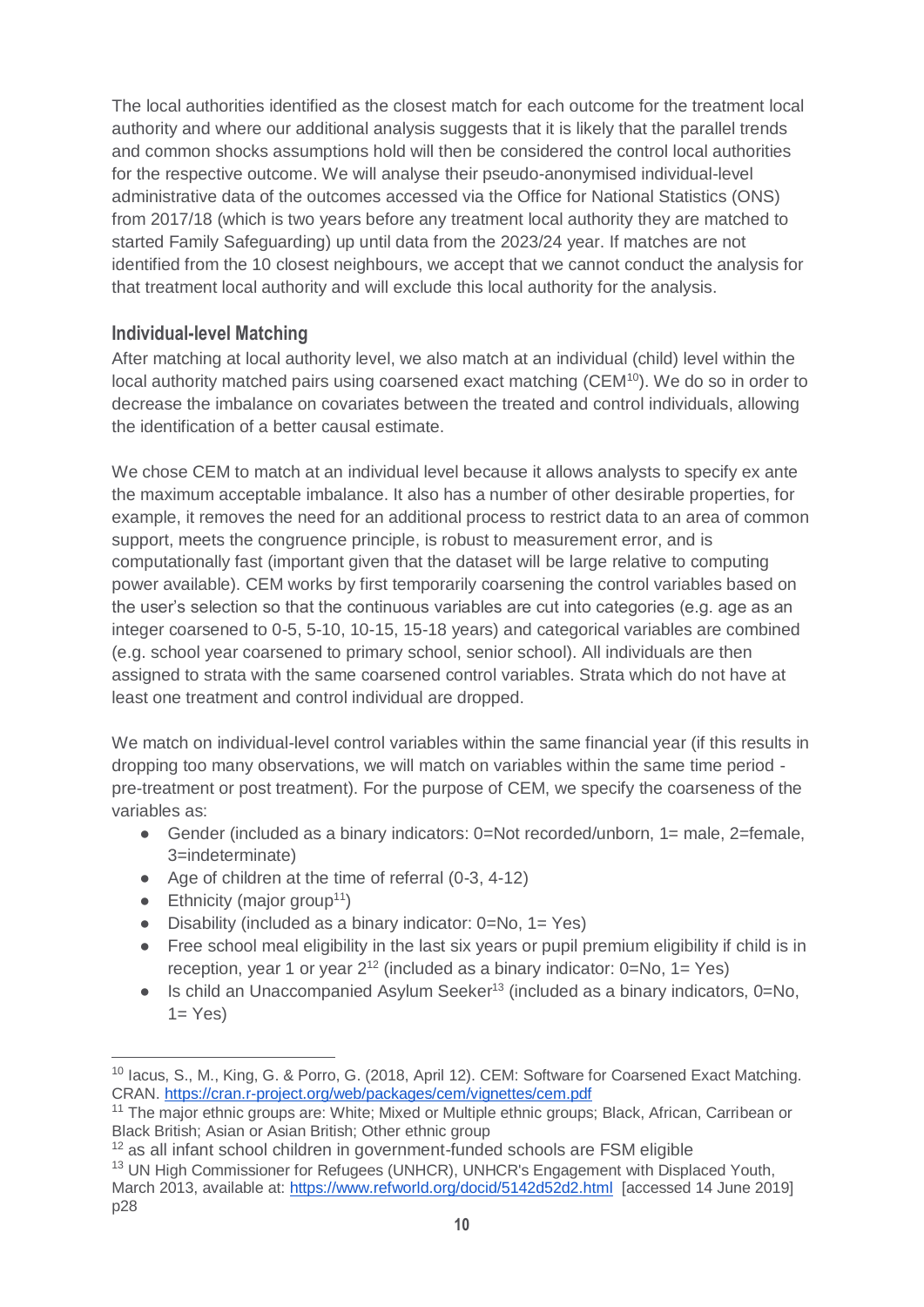The local authorities identified as the closest match for each outcome for the treatment local authority and where our additional analysis suggests that it is likely that the parallel trends and common shocks assumptions hold will then be considered the control local authorities for the respective outcome. We will analyse their pseudo-anonymised individual-level administrative data of the outcomes accessed via the Office for National Statistics (ONS) from 2017/18 (which is two years before any treatment local authority they are matched to started Family Safeguarding) up until data from the 2023/24 year. If matches are not identified from the 10 closest neighbours, we accept that we cannot conduct the analysis for that treatment local authority and will exclude this local authority for the analysis.

## Individual-level Matching

After matching at local authority level, we also match at an individual (child) level within the local authority matched pairs using coarsened exact matching (CEM[10]). We do so in order to decrease the imbalance on covariates between the treated and control individuals, allowing the identification of a better causal estimate.

We chose CEM to match at an individual level because it allows analysts to specify ex ante the maximum acceptable imbalance. It also has a number of other desirable properties, for example, it removes the need for an additional process to restrict data to an area of common support, meets the congruence principle, is robust to measurement error, and is computationally fast (important given that the dataset will be large relative to computing power available). CEM works by first temporarily coarsening the control variables based on the user's selection so that the continuous variables are cut into categories (e.g. age as an integer coarsened to 0-5, 5-10, 10-15, 15-18 years) and categorical variables are combined (e.g. school year coarsened to primary school, senior school). All individuals are then assigned to strata with the same coarsened control variables. Strata which do not have at least one treatment and control individual are dropped.

We match on individual-level control variables within the same financial year (if this results in dropping too many observations, we will match on variables within the same time period - pre-treatment or post treatment). For the purpose of CEM, we specify the coarseness of the variables as:

- Gender (included as a binary indicators: 0=Not recorded/unborn, 1= male, 2=female, 3=indeterminate)
- Age of children at the time of referral (0-3, 4-12)
- Ethnicity (major group[11])
- Disability (included as a binary indicator: 0=No, 1= Yes)
- Free school meal eligibility in the last six years or pupil premium eligibility if child is in reception, year 1 or year 2[12] (included as a binary indicator: 0=No, 1= Yes)
- Is child an Unaccompanied Asylum Seeker[13] (included as a binary indicators, 0=No, 1= Yes)

---

[10] Iacus, S., M., King, G. & Porro, G. (2018, April 12). CEM: Software for Coarsened Exact Matching. CRAN. https://cran.r-project.org/web/packages/cem/vignettes/cem.pdf

[11] The major ethnic groups are: White; Mixed or Multiple ethnic groups; Black, African, Carribean or Black British; Asian or Asian British; Other ethnic group

[12] as all infant school children in government-funded schools are FSM eligible

[13] UN High Commissioner for Refugees (UNHCR), UNHCR's Engagement with Displaced Youth, March 2013, available at: https://www.refworld.org/docid/5142d52d2.html [accessed 14 June 2019] p28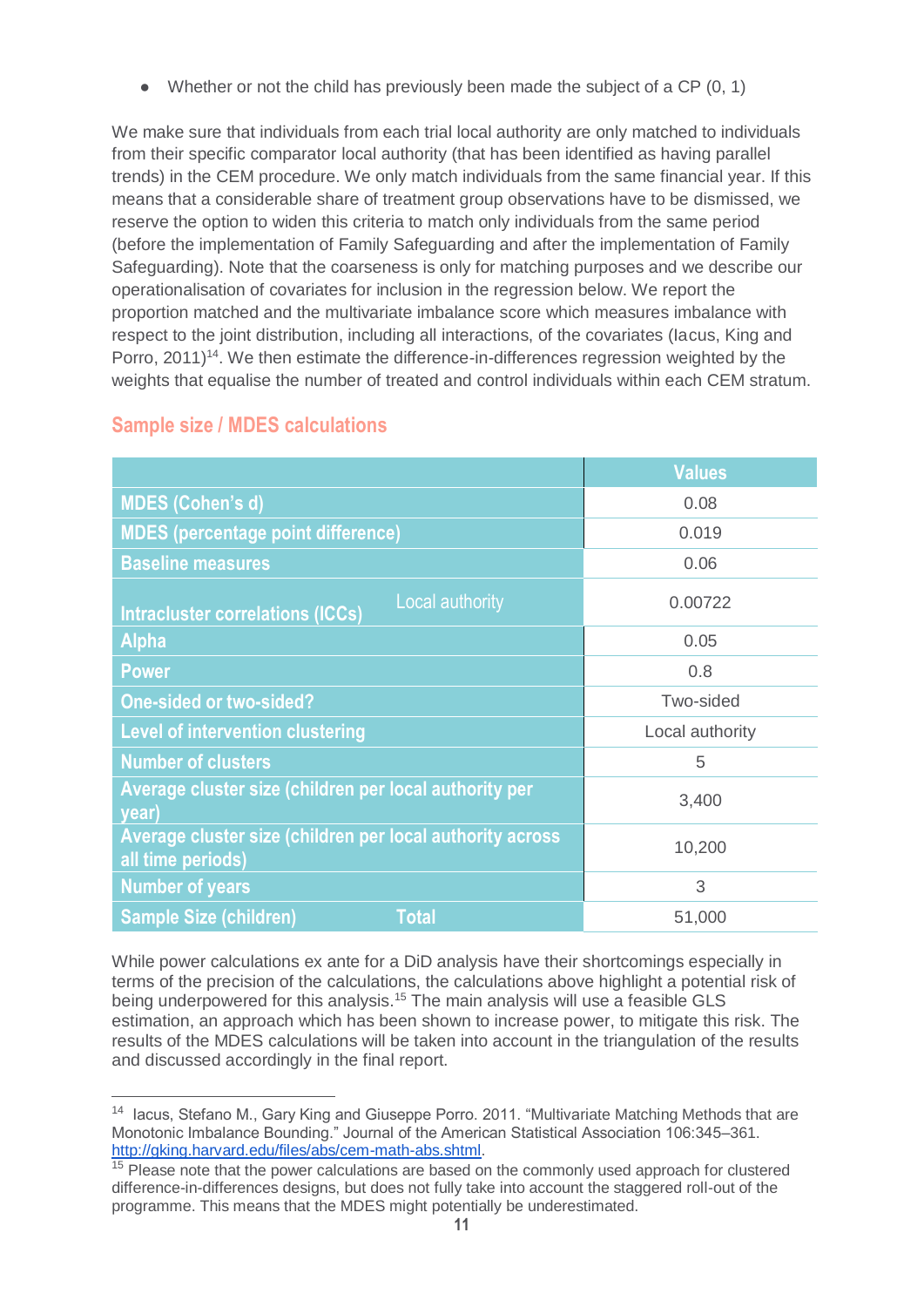- Whether or not the child has previously been made the subject of a CP (0, 1)

We make sure that individuals from each trial local authority are only matched to individuals from their specific comparator local authority (that has been identified as having parallel trends) in the CEM procedure. We only match individuals from the same financial year. If this means that a considerable share of treatment group observations have to be dismissed, we reserve the option to widen this criteria to match only individuals from the same period (before the implementation of Family Safeguarding and after the implementation of Family Safeguarding). Note that the coarseness is only for matching purposes and we describe our operationalisation of covariates for inclusion in the regression below. We report the proportion matched and the multivariate imbalance score which measures imbalance with respect to the joint distribution, including all interactions, of the covariates (Iacus, King and Porro, 2011)[14]. We then estimate the difference-in-differences regression weighted by the weights that equalise the number of treated and control individuals within each CEM stratum.

## Sample size / MDES calculations

| | | Values |
|---|---|---|
| MDES (Cohen's d) | | 0.08 |
| MDES (percentage point difference) | | 0.019 |
| Baseline measures | | 0.06 |
| Intracluster correlations (ICCs) | Local authority | 0.00722 |
| Alpha | | 0.05 |
| Power | | 0.8 |
| One-sided or two-sided? | | Two-sided |
| Level of intervention clustering | | Local authority |
| Number of clusters | | 5 |
| Average cluster size (children per local authority per year) | | 3,400 |
| Average cluster size (children per local authority across all time periods) | | 10,200 |
| Number of years | | 3 |
| Sample Size (children) | Total | 51,000 |

While power calculations ex ante for a DiD analysis have their shortcomings especially in terms of the precision of the calculations, the calculations above highlight a potential risk of being underpowered for this analysis.[15] The main analysis will use a feasible GLS estimation, an approach which has been shown to increase power, to mitigate this risk. The results of the MDES calculations will be taken into account in the triangulation of the results and discussed accordingly in the final report.

---

[14] Iacus, Stefano M., Gary King and Giuseppe Porro. 2011. "Multivariate Matching Methods that are Monotonic Imbalance Bounding." Journal of the American Statistical Association 106:345–361. http://gking.harvard.edu/files/abs/cem-math-abs.shtml.

[15] Please note that the power calculations are based on the commonly used approach for clustered difference-in-differences designs, but does not fully take into account the staggered roll-out of the programme. This means that the MDES might potentially be underestimated.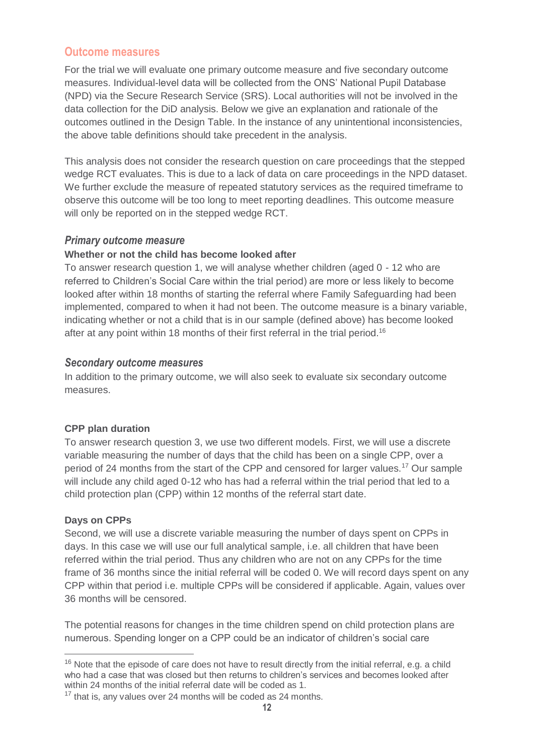## Outcome measures

For the trial we will evaluate one primary outcome measure and five secondary outcome measures. Individual-level data will be collected from the ONS' National Pupil Database (NPD) via the Secure Research Service (SRS). Local authorities will not be involved in the data collection for the DiD analysis. Below we give an explanation and rationale of the outcomes outlined in the Design Table. In the instance of any unintentional inconsistencies, the above table definitions should take precedent in the analysis.

This analysis does not consider the research question on care proceedings that the stepped wedge RCT evaluates. This is due to a lack of data on care proceedings in the NPD dataset. We further exclude the measure of repeated statutory services as the required timeframe to observe this outcome will be too long to meet reporting deadlines. This outcome measure will only be reported on in the stepped wedge RCT.

### *Primary outcome measure*

**Whether or not the child has become looked after**

To answer research question 1, we will analyse whether children (aged 0 - 12 who are referred to Children's Social Care within the trial period) are more or less likely to become looked after within 18 months of starting the referral where Family Safeguarding had been implemented, compared to when it had not been. The outcome measure is a binary variable, indicating whether or not a child that is in our sample (defined above) has become looked after at any point within 18 months of their first referral in the trial period.[16]

### *Secondary outcome measures*

In addition to the primary outcome, we will also seek to evaluate six secondary outcome measures.

**CPP plan duration**

To answer research question 3, we use two different models. First, we will use a discrete variable measuring the number of days that the child has been on a single CPP, over a period of 24 months from the start of the CPP and censored for larger values.[17] Our sample will include any child aged 0-12 who has had a referral within the trial period that led to a child protection plan (CPP) within 12 months of the referral start date.

**Days on CPPs**

Second, we will use a discrete variable measuring the number of days spent on CPPs in days. In this case we will use our full analytical sample, i.e. all children that have been referred within the trial period. Thus any children who are not on any CPPs for the time frame of 36 months since the initial referral will be coded 0. We will record days spent on any CPP within that period i.e. multiple CPPs will be considered if applicable. Again, values over 36 months will be censored.

The potential reasons for changes in the time children spend on child protection plans are numerous. Spending longer on a CPP could be an indicator of children's social care

---

[16] Note that the episode of care does not have to result directly from the initial referral, e.g. a child who had a case that was closed but then returns to children's services and becomes looked after within 24 months of the initial referral date will be coded as 1.

[17] that is, any values over 24 months will be coded as 24 months.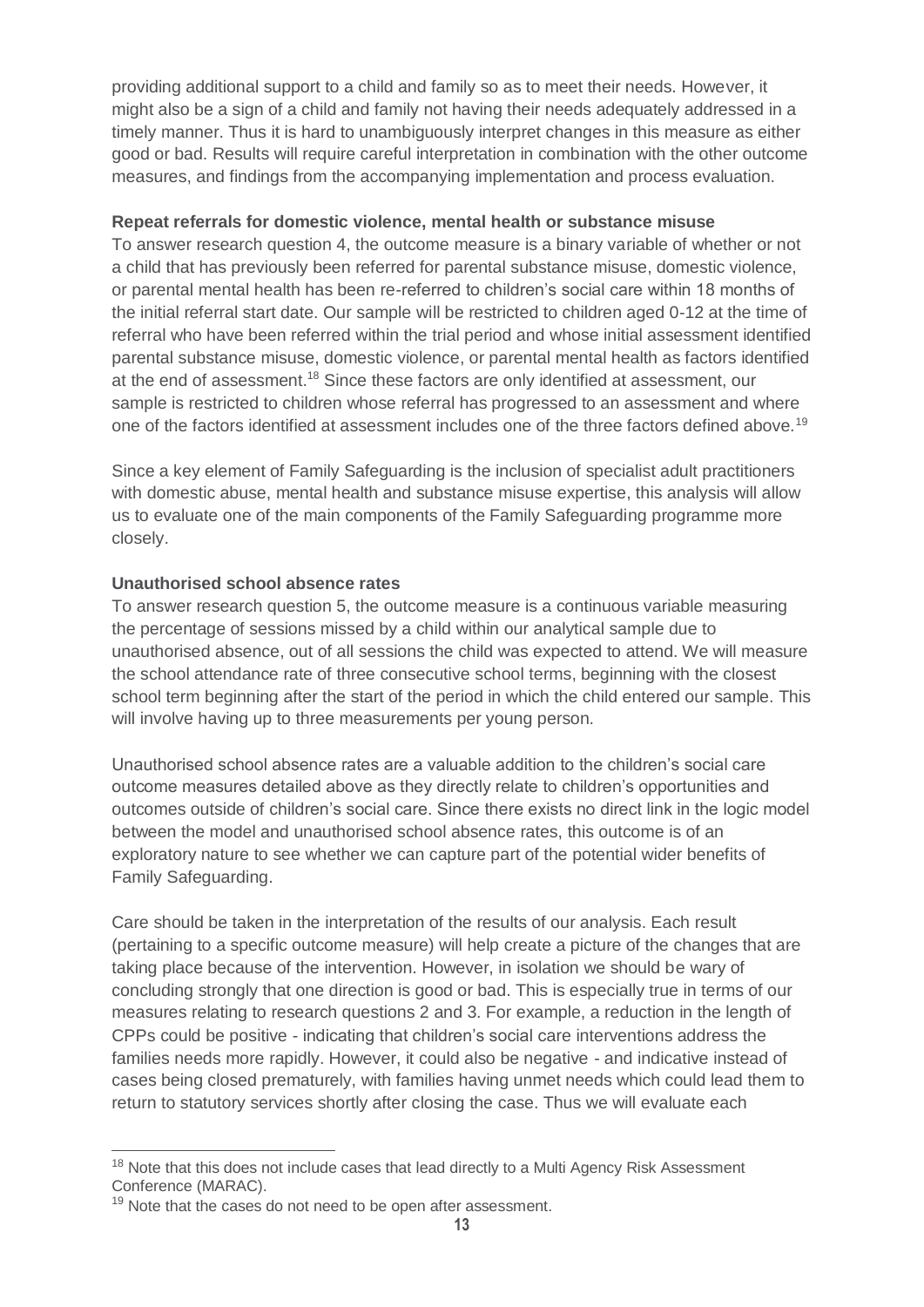providing additional support to a child and family so as to meet their needs. However, it might also be a sign of a child and family not having their needs adequately addressed in a timely manner. Thus it is hard to unambiguously interpret changes in this measure as either good or bad. Results will require careful interpretation in combination with the other outcome measures, and findings from the accompanying implementation and process evaluation.

**Repeat referrals for domestic violence, mental health or substance misuse**

To answer research question 4, the outcome measure is a binary variable of whether or not a child that has previously been referred for parental substance misuse, domestic violence, or parental mental health has been re-referred to children's social care within 18 months of the initial referral start date. Our sample will be restricted to children aged 0-12 at the time of referral who have been referred within the trial period and whose initial assessment identified parental substance misuse, domestic violence, or parental mental health as factors identified at the end of assessment.[18] Since these factors are only identified at assessment, our sample is restricted to children whose referral has progressed to an assessment and where one of the factors identified at assessment includes one of the three factors defined above.[19]

Since a key element of Family Safeguarding is the inclusion of specialist adult practitioners with domestic abuse, mental health and substance misuse expertise, this analysis will allow us to evaluate one of the main components of the Family Safeguarding programme more closely.

**Unauthorised school absence rates**

To answer research question 5, the outcome measure is a continuous variable measuring the percentage of sessions missed by a child within our analytical sample due to unauthorised absence, out of all sessions the child was expected to attend. We will measure the school attendance rate of three consecutive school terms, beginning with the closest school term beginning after the start of the period in which the child entered our sample. This will involve having up to three measurements per young person.

Unauthorised school absence rates are a valuable addition to the children's social care outcome measures detailed above as they directly relate to children's opportunities and outcomes outside of children's social care. Since there exists no direct link in the logic model between the model and unauthorised school absence rates, this outcome is of an exploratory nature to see whether we can capture part of the potential wider benefits of Family Safeguarding.

Care should be taken in the interpretation of the results of our analysis. Each result (pertaining to a specific outcome measure) will help create a picture of the changes that are taking place because of the intervention. However, in isolation we should be wary of concluding strongly that one direction is good or bad. This is especially true in terms of our measures relating to research questions 2 and 3. For example, a reduction in the length of CPPs could be positive - indicating that children's social care interventions address the families needs more rapidly. However, it could also be negative - and indicative instead of cases being closed prematurely, with families having unmet needs which could lead them to return to statutory services shortly after closing the case. Thus we will evaluate each

[18] Note that this does not include cases that lead directly to a Multi Agency Risk Assessment Conference (MARAC).

[19] Note that the cases do not need to be open after assessment.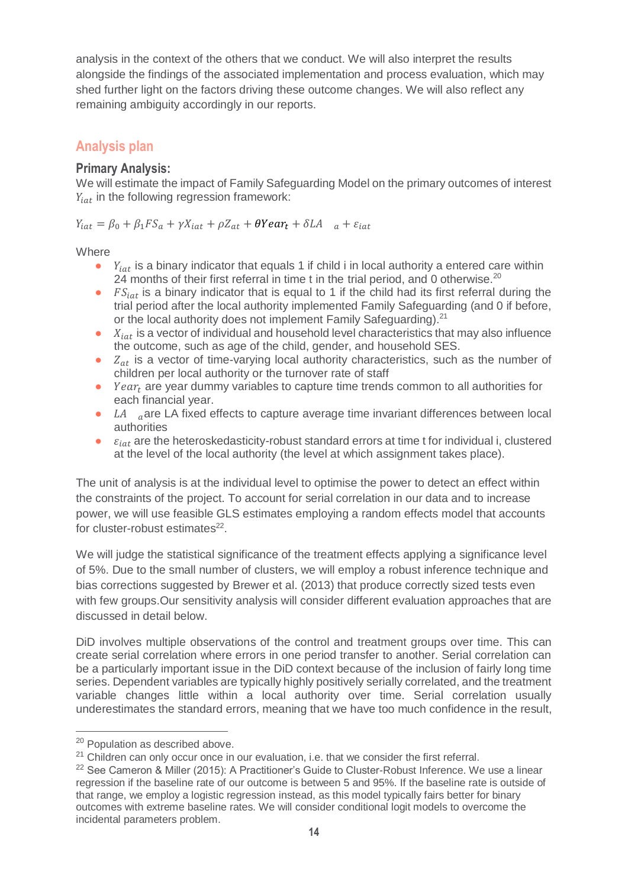analysis in the context of the others that we conduct. We will also interpret the results alongside the findings of the associated implementation and process evaluation, which may shed further light on the factors driving these outcome changes. We will also reflect any remaining ambiguity accordingly in our reports.

## Analysis plan

### Primary Analysis:

We will estimate the impact of Family Safeguarding Model on the primary outcomes of interest $Y_{iat}$ in the following regression framework:

$$Y_{iat} = \beta_0 + \beta_1 FS_a + \gamma X_{iat} + \rho Z_{at} + \boldsymbol{\theta} Year_t + \delta LA_a + \varepsilon_{iat}$$

Where

- $Y_{iat}$ is a binary indicator that equals 1 if child i in local authority a entered care within 24 months of their first referral in time t in the trial period, and 0 otherwise.[20]
- $FS_{iat}$ is a binary indicator that is equal to 1 if the child had its first referral during the trial period after the local authority implemented Family Safeguarding (and 0 if before, or the local authority does not implement Family Safeguarding).[21]
- $X_{iat}$ is a vector of individual and household level characteristics that may also influence the outcome, such as age of the child, gender, and household SES.
- $Z_{at}$ is a vector of time-varying local authority characteristics, such as the number of children per local authority or the turnover rate of staff
- $Year_t$ are year dummy variables to capture time trends common to all authorities for each financial year.
- $LA_a$ are LA fixed effects to capture average time invariant differences between local authorities
- $\varepsilon_{iat}$ are the heteroskedasticity-robust standard errors at time t for individual i, clustered at the level of the local authority (the level at which assignment takes place).

The unit of analysis is at the individual level to optimise the power to detect an effect within the constraints of the project. To account for serial correlation in our data and to increase power, we will use feasible GLS estimates employing a random effects model that accounts for cluster-robust estimates[22].

We will judge the statistical significance of the treatment effects applying a significance level of 5%. Due to the small number of clusters, we will employ a robust inference technique and bias corrections suggested by Brewer et al. (2013) that produce correctly sized tests even with few groups.Our sensitivity analysis will consider different evaluation approaches that are discussed in detail below.

DiD involves multiple observations of the control and treatment groups over time. This can create serial correlation where errors in one period transfer to another. Serial correlation can be a particularly important issue in the DiD context because of the inclusion of fairly long time series. Dependent variables are typically highly positively serially correlated, and the treatment variable changes little within a local authority over time. Serial correlation usually underestimates the standard errors, meaning that we have too much confidence in the result,

---

[20] Population as described above.

[21] Children can only occur once in our evaluation, i.e. that we consider the first referral.

[22] See Cameron & Miller (2015): A Practitioner's Guide to Cluster-Robust Inference. We use a linear regression if the baseline rate of our outcome is between 5 and 95%. If the baseline rate is outside of that range, we employ a logistic regression instead, as this model typically fairs better for binary outcomes with extreme baseline rates. We will consider conditional logit models to overcome the incidental parameters problem.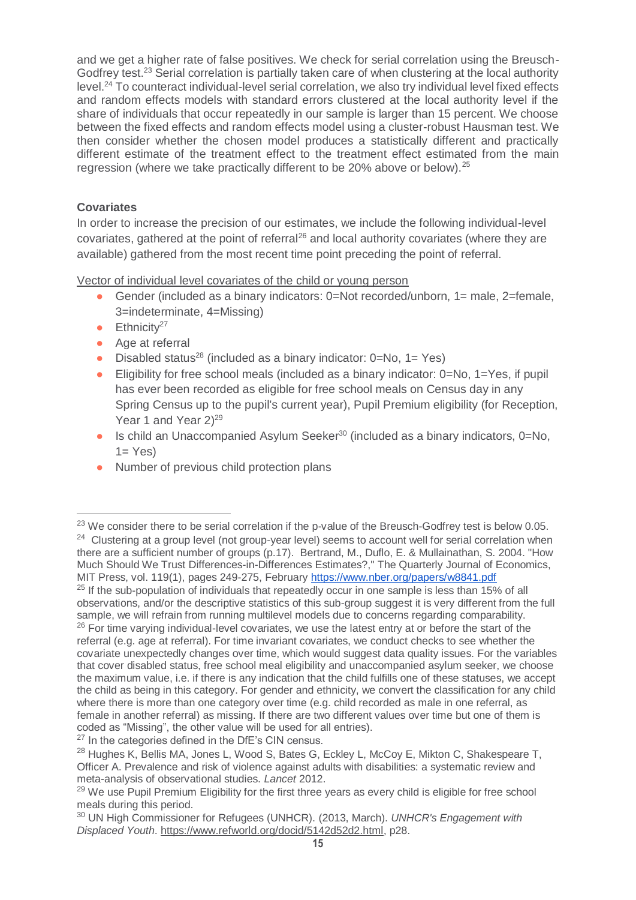and we get a higher rate of false positives. We check for serial correlation using the Breusch-Godfrey test.[23] Serial correlation is partially taken care of when clustering at the local authority level.[24] To counteract individual-level serial correlation, we also try individual level fixed effects and random effects models with standard errors clustered at the local authority level if the share of individuals that occur repeatedly in our sample is larger than 15 percent. We choose between the fixed effects and random effects model using a cluster-robust Hausman test. We then consider whether the chosen model produces a statistically different and practically different estimate of the treatment effect to the treatment effect estimated from the main regression (where we take practically different to be 20% above or below).[25]

**Covariates**

In order to increase the precision of our estimates, we include the following individual-level covariates, gathered at the point of referral[26] and local authority covariates (where they are available) gathered from the most recent time point preceding the point of referral.

Vector of individual level covariates of the child or young person

- Gender (included as a binary indicators: 0=Not recorded/unborn, 1= male, 2=female, 3=indeterminate, 4=Missing)
- Ethnicity[27]
- Age at referral
- Disabled status[28] (included as a binary indicator: 0=No, 1= Yes)
- Eligibility for free school meals (included as a binary indicator: 0=No, 1=Yes, if pupil has ever been recorded as eligible for free school meals on Census day in any Spring Census up to the pupil's current year), Pupil Premium eligibility (for Reception, Year 1 and Year 2)[29]
- Is child an Unaccompanied Asylum Seeker[30] (included as a binary indicators, 0=No, 1= Yes)
- Number of previous child protection plans

---

[23] We consider there to be serial correlation if the p-value of the Breusch-Godfrey test is below 0.05.

[24] Clustering at a group level (not group-year level) seems to account well for serial correlation when there are a sufficient number of groups (p.17). Bertrand, M., Duflo, E. & Mullainathan, S. 2004. "How Much Should We Trust Differences-in-Differences Estimates?," The Quarterly Journal of Economics, MIT Press, vol. 119(1), pages 249-275, February https://www.nber.org/papers/w8841.pdf

[25] If the sub-population of individuals that repeatedly occur in one sample is less than 15% of all observations, and/or the descriptive statistics of this sub-group suggest it is very different from the full sample, we will refrain from running multilevel models due to concerns regarding comparability.

[26] For time varying individual-level covariates, we use the latest entry at or before the start of the referral (e.g. age at referral). For time invariant covariates, we conduct checks to see whether the covariate unexpectedly changes over time, which would suggest data quality issues. For the variables that cover disabled status, free school meal eligibility and unaccompanied asylum seeker, we choose the maximum value, i.e. if there is any indication that the child fulfills one of these statuses, we accept the child as being in this category. For gender and ethnicity, we convert the classification for any child where there is more than one category over time (e.g. child recorded as male in one referral, as female in another referral) as missing. If there are two different values over time but one of them is coded as "Missing", the other value will be used for all entries).

[27] In the categories defined in the DfE's CIN census.

[28] Hughes K, Bellis MA, Jones L, Wood S, Bates G, Eckley L, McCoy E, Mikton C, Shakespeare T, Officer A. Prevalence and risk of violence against adults with disabilities: a systematic review and meta-analysis of observational studies. *Lancet* 2012.

[29] We use Pupil Premium Eligibility for the first three years as every child is eligible for free school meals during this period.

[30] UN High Commissioner for Refugees (UNHCR). (2013, March). *UNHCR's Engagement with Displaced Youth*. https://www.refworld.org/docid/5142d52d2.html, p28.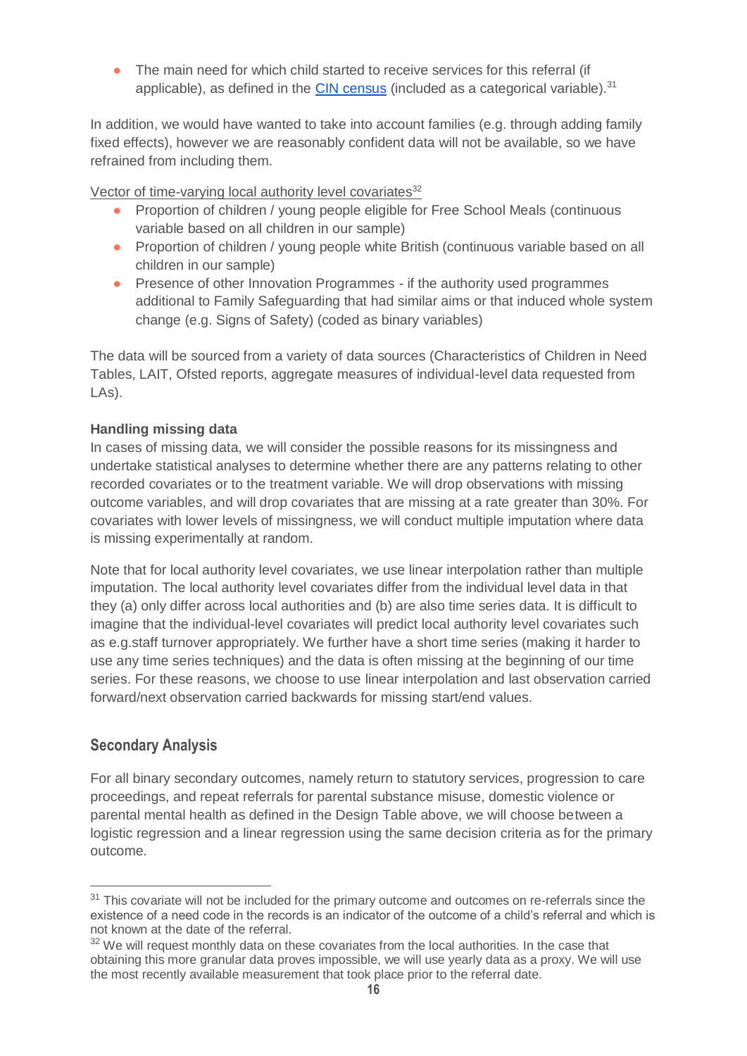- The main need for which child started to receive services for this referral (if applicable), as defined in the [CIN census](#) (included as a categorical variable).[31]

In addition, we would have wanted to take into account families (e.g. through adding family fixed effects), however we are reasonably confident data will not be available, so we have refrained from including them.

Vector of time-varying local authority level covariates[32]

- Proportion of children / young people eligible for Free School Meals (continuous variable based on all children in our sample)
- Proportion of children / young people white British (continuous variable based on all children in our sample)
- Presence of other Innovation Programmes - if the authority used programmes additional to Family Safeguarding that had similar aims or that induced whole system change (e.g. Signs of Safety) (coded as binary variables)

The data will be sourced from a variety of data sources (Characteristics of Children in Need Tables, LAIT, Ofsted reports, aggregate measures of individual-level data requested from LAs).

**Handling missing data**

In cases of missing data, we will consider the possible reasons for its missingness and undertake statistical analyses to determine whether there are any patterns relating to other recorded covariates or to the treatment variable. We will drop observations with missing outcome variables, and will drop covariates that are missing at a rate greater than 30%. For covariates with lower levels of missingness, we will conduct multiple imputation where data is missing experimentally at random.

Note that for local authority level covariates, we use linear interpolation rather than multiple imputation. The local authority level covariates differ from the individual level data in that they (a) only differ across local authorities and (b) are also time series data. It is difficult to imagine that the individual-level covariates will predict local authority level covariates such as e.g.staff turnover appropriately. We further have a short time series (making it harder to use any time series techniques) and the data is often missing at the beginning of our time series. For these reasons, we choose to use linear interpolation and last observation carried forward/next observation carried backwards for missing start/end values.

## Secondary Analysis

For all binary secondary outcomes, namely return to statutory services, progression to care proceedings, and repeat referrals for parental substance misuse, domestic violence or parental mental health as defined in the Design Table above, we will choose between a logistic regression and a linear regression using the same decision criteria as for the primary outcome.

[31] This covariate will not be included for the primary outcome and outcomes on re-referrals since the existence of a need code in the records is an indicator of the outcome of a child's referral and which is not known at the date of the referral.

[32] We will request monthly data on these covariates from the local authorities. In the case that obtaining this more granular data proves impossible, we will use yearly data as a proxy. We will use the most recently available measurement that took place prior to the referral date.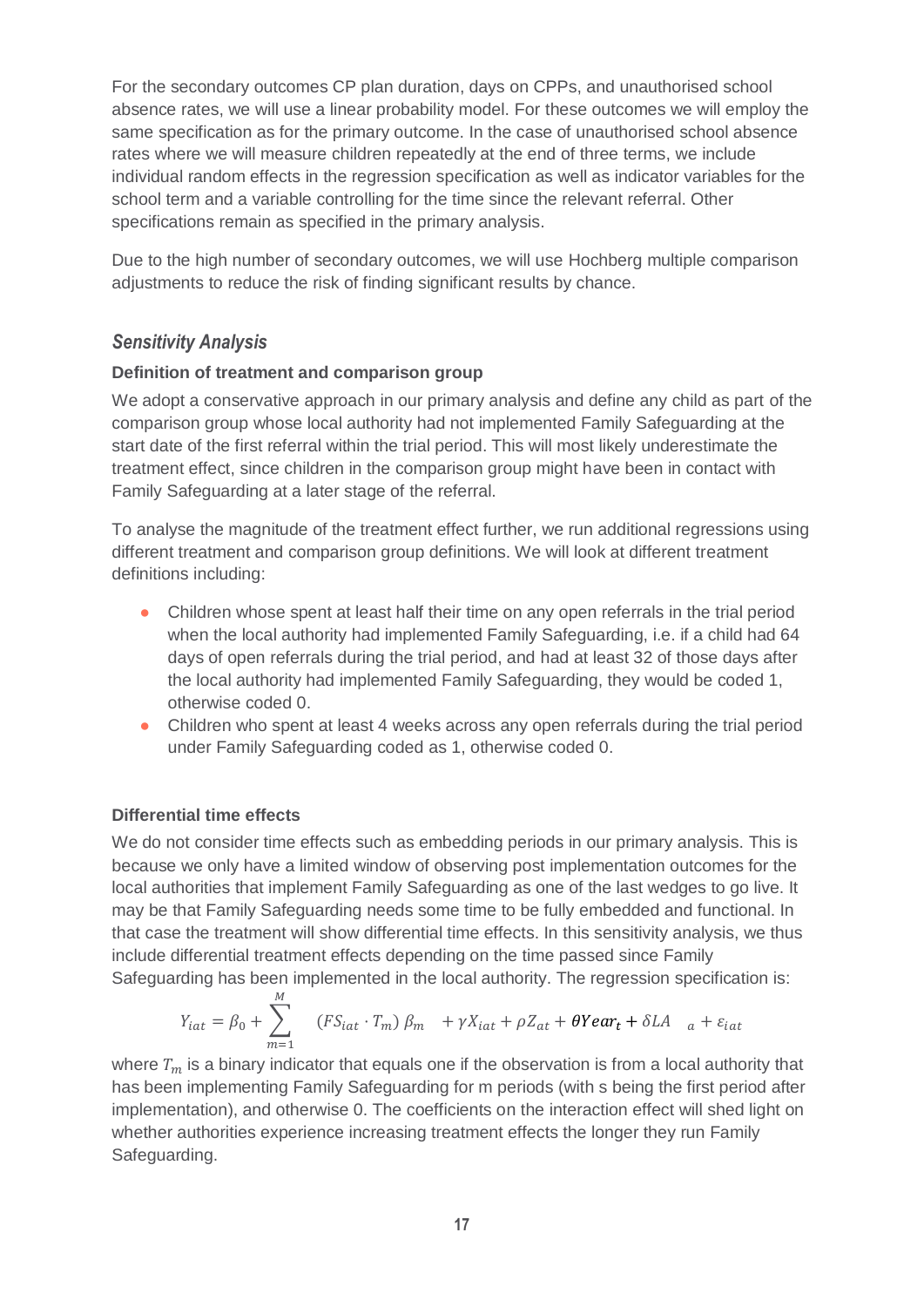For the secondary outcomes CP plan duration, days on CPPs, and unauthorised school absence rates, we will use a linear probability model. For these outcomes we will employ the same specification as for the primary outcome. In the case of unauthorised school absence rates where we will measure children repeatedly at the end of three terms, we include individual random effects in the regression specification as well as indicator variables for the school term and a variable controlling for the time since the relevant referral. Other specifications remain as specified in the primary analysis.

Due to the high number of secondary outcomes, we will use Hochberg multiple comparison adjustments to reduce the risk of finding significant results by chance.

### *Sensitivity Analysis*

**Definition of treatment and comparison group**

We adopt a conservative approach in our primary analysis and define any child as part of the comparison group whose local authority had not implemented Family Safeguarding at the start date of the first referral within the trial period. This will most likely underestimate the treatment effect, since children in the comparison group might have been in contact with Family Safeguarding at a later stage of the referral.

To analyse the magnitude of the treatment effect further, we run additional regressions using different treatment and comparison group definitions. We will look at different treatment definitions including:

- Children whose spent at least half their time on any open referrals in the trial period when the local authority had implemented Family Safeguarding, i.e. if a child had 64 days of open referrals during the trial period, and had at least 32 of those days after the local authority had implemented Family Safeguarding, they would be coded 1, otherwise coded 0.
- Children who spent at least 4 weeks across any open referrals during the trial period under Family Safeguarding coded as 1, otherwise coded 0.

**Differential time effects**

We do not consider time effects such as embedding periods in our primary analysis. This is because we only have a limited window of observing post implementation outcomes for the local authorities that implement Family Safeguarding as one of the last wedges to go live. It may be that Family Safeguarding needs some time to be fully embedded and functional. In that case the treatment will show differential time effects. In this sensitivity analysis, we thus include differential treatment effects depending on the time passed since Family Safeguarding has been implemented in the local authority. The regression specification is:

$$Y_{iat} = \beta_0 + \sum_{m=1}^{M} (FS_{iat} \cdot T_m)\, \beta_m + \gamma X_{iat} + \rho Z_{at} + \theta Year_t + \delta LA_a + \varepsilon_{iat}$$

where $T_m$ is a binary indicator that equals one if the observation is from a local authority that has been implementing Family Safeguarding for m periods (with s being the first period after implementation), and otherwise 0. The coefficients on the interaction effect will shed light on whether authorities experience increasing treatment effects the longer they run Family Safeguarding.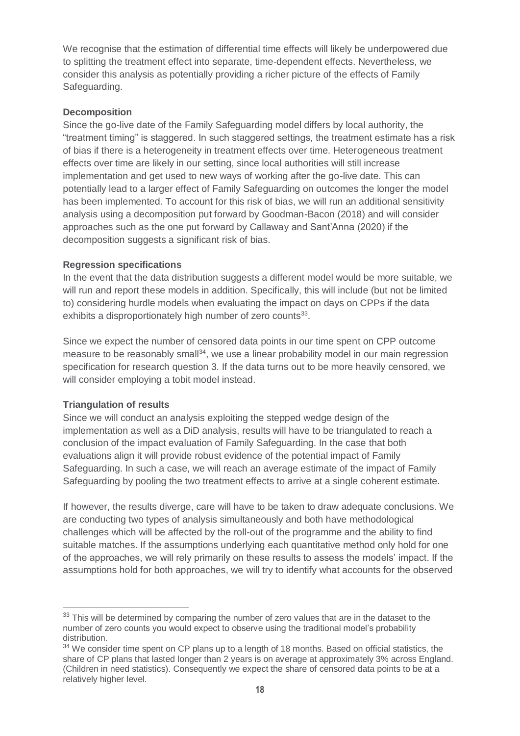We recognise that the estimation of differential time effects will likely be underpowered due to splitting the treatment effect into separate, time-dependent effects. Nevertheless, we consider this analysis as potentially providing a richer picture of the effects of Family Safeguarding.

**Decomposition**

Since the go-live date of the Family Safeguarding model differs by local authority, the "treatment timing" is staggered. In such staggered settings, the treatment estimate has a risk of bias if there is a heterogeneity in treatment effects over time. Heterogeneous treatment effects over time are likely in our setting, since local authorities will still increase implementation and get used to new ways of working after the go-live date. This can potentially lead to a larger effect of Family Safeguarding on outcomes the longer the model has been implemented. To account for this risk of bias, we will run an additional sensitivity analysis using a decomposition put forward by Goodman-Bacon (2018) and will consider approaches such as the one put forward by Callaway and Sant'Anna (2020) if the decomposition suggests a significant risk of bias.

**Regression specifications**

In the event that the data distribution suggests a different model would be more suitable, we will run and report these models in addition. Specifically, this will include (but not be limited to) considering hurdle models when evaluating the impact on days on CPPs if the data exhibits a disproportionately high number of zero counts[33].

Since we expect the number of censored data points in our time spent on CPP outcome measure to be reasonably small[34], we use a linear probability model in our main regression specification for research question 3. If the data turns out to be more heavily censored, we will consider employing a tobit model instead.

**Triangulation of results**

Since we will conduct an analysis exploiting the stepped wedge design of the implementation as well as a DiD analysis, results will have to be triangulated to reach a conclusion of the impact evaluation of Family Safeguarding. In the case that both evaluations align it will provide robust evidence of the potential impact of Family Safeguarding. In such a case, we will reach an average estimate of the impact of Family Safeguarding by pooling the two treatment effects to arrive at a single coherent estimate.

If however, the results diverge, care will have to be taken to draw adequate conclusions. We are conducting two types of analysis simultaneously and both have methodological challenges which will be affected by the roll-out of the programme and the ability to find suitable matches. If the assumptions underlying each quantitative method only hold for one of the approaches, we will rely primarily on these results to assess the models' impact. If the assumptions hold for both approaches, we will try to identify what accounts for the observed

---

[33] This will be determined by comparing the number of zero values that are in the dataset to the number of zero counts you would expect to observe using the traditional model's probability distribution.

[34] We consider time spent on CP plans up to a length of 18 months. Based on official statistics, the share of CP plans that lasted longer than 2 years is on average at approximately 3% across England. (Children in need statistics). Consequently we expect the share of censored data points to be at a relatively higher level.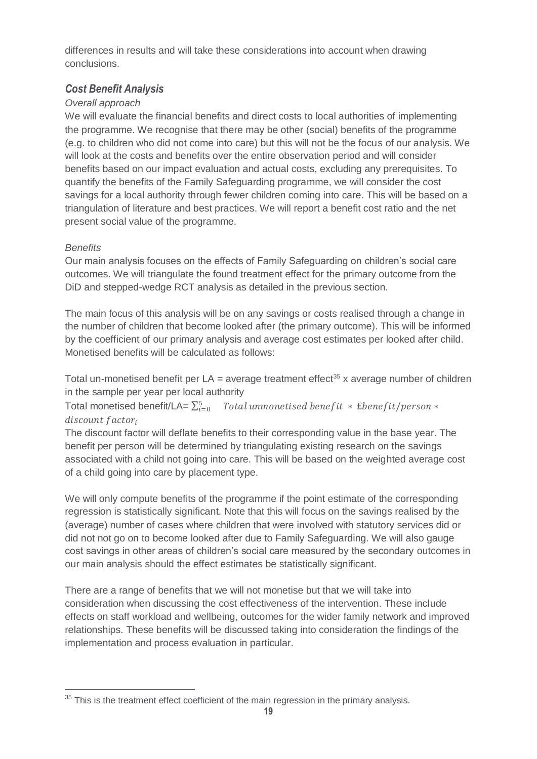differences in results and will take these considerations into account when drawing conclusions.

### *Cost Benefit Analysis*

*Overall approach*

We will evaluate the financial benefits and direct costs to local authorities of implementing the programme. We recognise that there may be other (social) benefits of the programme (e.g. to children who did not come into care) but this will not be the focus of our analysis. We will look at the costs and benefits over the entire observation period and will consider benefits based on our impact evaluation and actual costs, excluding any prerequisites. To quantify the benefits of the Family Safeguarding programme, we will consider the cost savings for a local authority through fewer children coming into care. This will be based on a triangulation of literature and best practices. We will report a benefit cost ratio and the net present social value of the programme.

*Benefits*

Our main analysis focuses on the effects of Family Safeguarding on children's social care outcomes. We will triangulate the found treatment effect for the primary outcome from the DiD and stepped-wedge RCT analysis as detailed in the previous section.

The main focus of this analysis will be on any savings or costs realised through a change in the number of children that become looked after (the primary outcome). This will be informed by the coefficient of our primary analysis and average cost estimates per looked after child. Monetised benefits will be calculated as follows:

Total un-monetised benefit per LA = average treatment effect[35] x average number of children in the sample per year per local authority

Total monetised benefit/LA= $\sum_{i=0}^{5} \quad Total\ unmonetised\ benefit\ *\ £benefit/person\ *\ discount\ factor_i$

The discount factor will deflate benefits to their corresponding value in the base year. The benefit per person will be determined by triangulating existing research on the savings associated with a child not going into care. This will be based on the weighted average cost of a child going into care by placement type.

We will only compute benefits of the programme if the point estimate of the corresponding regression is statistically significant. Note that this will focus on the savings realised by the (average) number of cases where children that were involved with statutory services did or did not not go on to become looked after due to Family Safeguarding. We will also gauge cost savings in other areas of children's social care measured by the secondary outcomes in our main analysis should the effect estimates be statistically significant.

There are a range of benefits that we will not monetise but that we will take into consideration when discussing the cost effectiveness of the intervention. These include effects on staff workload and wellbeing, outcomes for the wider family network and improved relationships. These benefits will be discussed taking into consideration the findings of the implementation and process evaluation in particular.

[35] This is the treatment effect coefficient of the main regression in the primary analysis.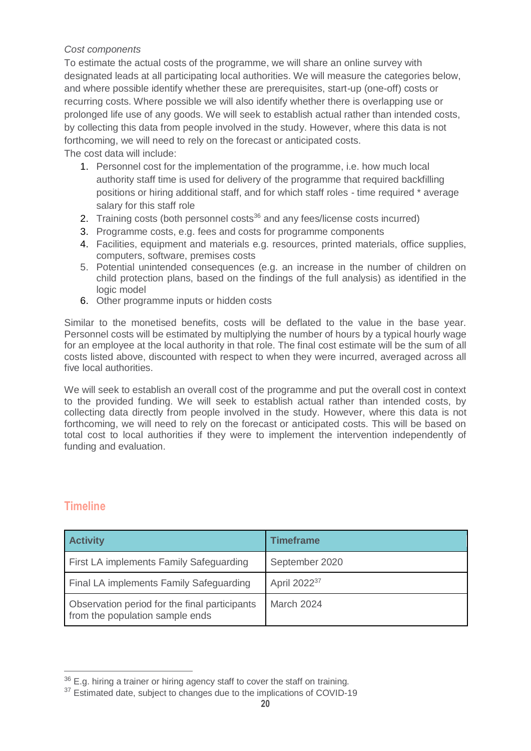*Cost components*

To estimate the actual costs of the programme, we will share an online survey with designated leads at all participating local authorities. We will measure the categories below, and where possible identify whether these are prerequisites, start-up (one-off) costs or recurring costs. Where possible we will also identify whether there is overlapping use or prolonged life use of any goods. We will seek to establish actual rather than intended costs, by collecting this data from people involved in the study. However, where this data is not forthcoming, we will need to rely on the forecast or anticipated costs.

The cost data will include:

1. Personnel cost for the implementation of the programme, i.e. how much local authority staff time is used for delivery of the programme that required backfilling positions or hiring additional staff, and for which staff roles - time required * average salary for this staff role
2. Training costs (both personnel costs[36] and any fees/license costs incurred)
3. Programme costs, e.g. fees and costs for programme components
4. Facilities, equipment and materials e.g. resources, printed materials, office supplies, computers, software, premises costs
5. Potential unintended consequences (e.g. an increase in the number of children on child protection plans, based on the findings of the full analysis) as identified in the logic model
6. Other programme inputs or hidden costs

Similar to the monetised benefits, costs will be deflated to the value in the base year. Personnel costs will be estimated by multiplying the number of hours by a typical hourly wage for an employee at the local authority in that role. The final cost estimate will be the sum of all costs listed above, discounted with respect to when they were incurred, averaged across all five local authorities.

We will seek to establish an overall cost of the programme and put the overall cost in context to the provided funding. We will seek to establish actual rather than intended costs, by collecting data directly from people involved in the study. However, where this data is not forthcoming, we will need to rely on the forecast or anticipated costs. This will be based on total cost to local authorities if they were to implement the intervention independently of funding and evaluation.

## Timeline

| Activity | Timeframe |
| --- | --- |
| First LA implements Family Safeguarding | September 2020 |
| Final LA implements Family Safeguarding | April 2022[37] |
| Observation period for the final participants from the population sample ends | March 2024 |

[36] E.g. hiring a trainer or hiring agency staff to cover the staff on training.

[37] Estimated date, subject to changes due to the implications of COVID-19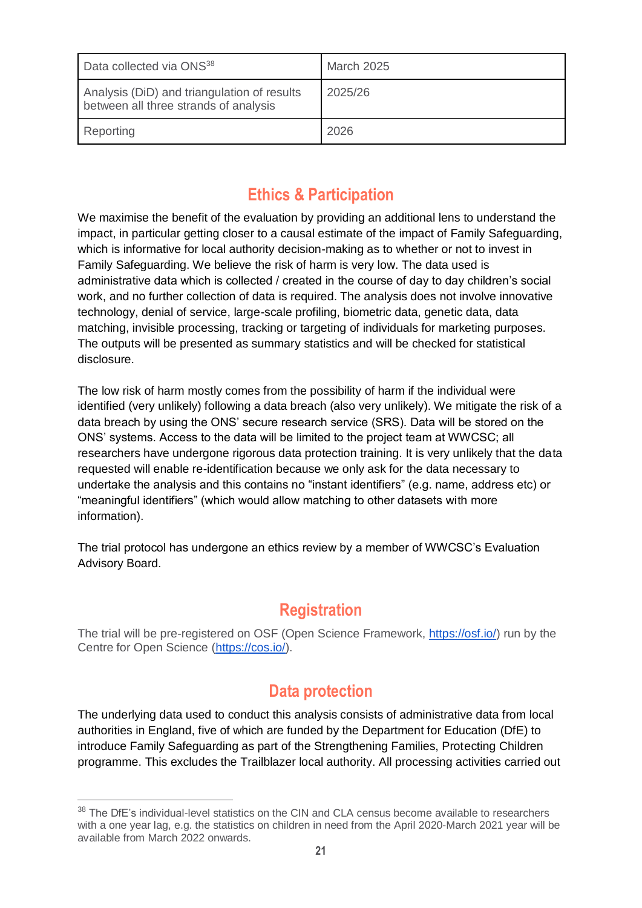| Data collected via ONS[38] | March 2025 |
|---|---|
| Analysis (DiD) and triangulation of results between all three strands of analysis | 2025/26 |
| Reporting | 2026 |

## Ethics & Participation

We maximise the benefit of the evaluation by providing an additional lens to understand the impact, in particular getting closer to a causal estimate of the impact of Family Safeguarding, which is informative for local authority decision-making as to whether or not to invest in Family Safeguarding. We believe the risk of harm is very low. The data used is administrative data which is collected / created in the course of day to day children's social work, and no further collection of data is required. The analysis does not involve innovative technology, denial of service, large-scale profiling, biometric data, genetic data, data matching, invisible processing, tracking or targeting of individuals for marketing purposes. The outputs will be presented as summary statistics and will be checked for statistical disclosure.

The low risk of harm mostly comes from the possibility of harm if the individual were identified (very unlikely) following a data breach (also very unlikely). We mitigate the risk of a data breach by using the ONS' secure research service (SRS). Data will be stored on the ONS' systems. Access to the data will be limited to the project team at WWCSC; all researchers have undergone rigorous data protection training. It is very unlikely that the data requested will enable re-identification because we only ask for the data necessary to undertake the analysis and this contains no "instant identifiers" (e.g. name, address etc) or "meaningful identifiers" (which would allow matching to other datasets with more information).

The trial protocol has undergone an ethics review by a member of WWCSC's Evaluation Advisory Board.

## Registration

The trial will be pre-registered on OSF (Open Science Framework, https://osf.io/) run by the Centre for Open Science (https://cos.io/).

## Data protection

The underlying data used to conduct this analysis consists of administrative data from local authorities in England, five of which are funded by the Department for Education (DfE) to introduce Family Safeguarding as part of the Strengthening Families, Protecting Children programme. This excludes the Trailblazer local authority. All processing activities carried out

[38] The DfE's individual-level statistics on the CIN and CLA census become available to researchers with a one year lag, e.g. the statistics on children in need from the April 2020-March 2021 year will be available from March 2022 onwards.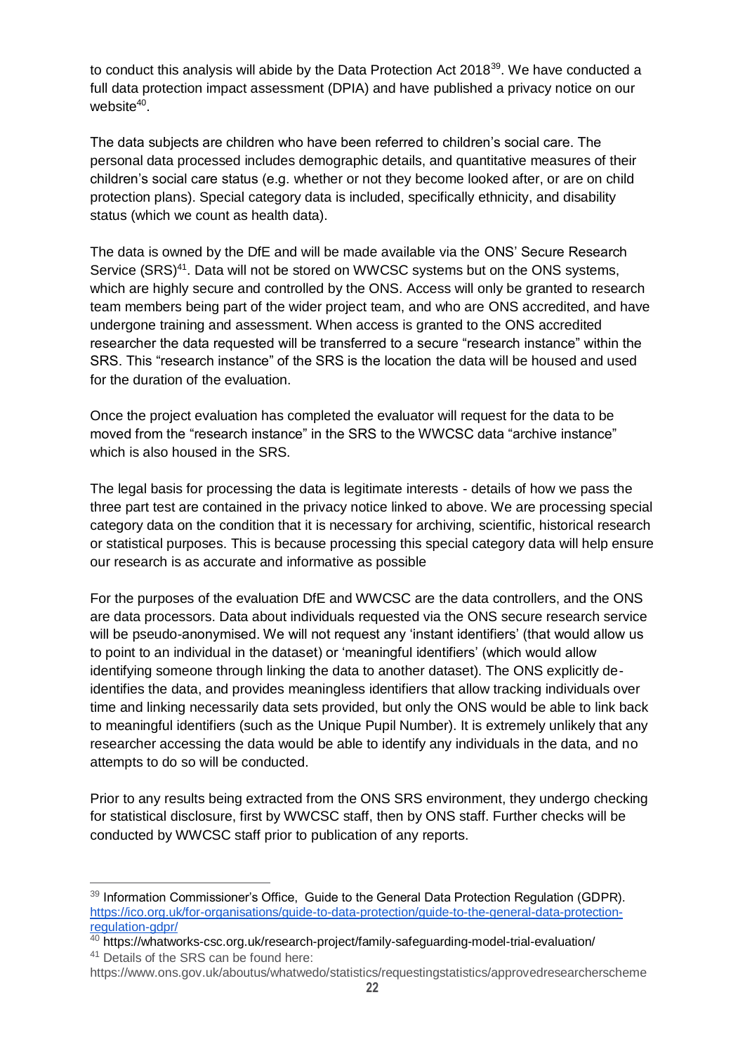to conduct this analysis will abide by the Data Protection Act 2018[39]. We have conducted a full data protection impact assessment (DPIA) and have published a privacy notice on our website[40].

The data subjects are children who have been referred to children's social care. The personal data processed includes demographic details, and quantitative measures of their children's social care status (e.g. whether or not they become looked after, or are on child protection plans). Special category data is included, specifically ethnicity, and disability status (which we count as health data).

The data is owned by the DfE and will be made available via the ONS' Secure Research Service (SRS)[41]. Data will not be stored on WWCSC systems but on the ONS systems, which are highly secure and controlled by the ONS. Access will only be granted to research team members being part of the wider project team, and who are ONS accredited, and have undergone training and assessment. When access is granted to the ONS accredited researcher the data requested will be transferred to a secure "research instance" within the SRS. This "research instance" of the SRS is the location the data will be housed and used for the duration of the evaluation.

Once the project evaluation has completed the evaluator will request for the data to be moved from the "research instance" in the SRS to the WWCSC data "archive instance" which is also housed in the SRS.

The legal basis for processing the data is legitimate interests - details of how we pass the three part test are contained in the privacy notice linked to above. We are processing special category data on the condition that it is necessary for archiving, scientific, historical research or statistical purposes. This is because processing this special category data will help ensure our research is as accurate and informative as possible

For the purposes of the evaluation DfE and WWCSC are the data controllers, and the ONS are data processors. Data about individuals requested via the ONS secure research service will be pseudo-anonymised. We will not request any 'instant identifiers' (that would allow us to point to an individual in the dataset) or 'meaningful identifiers' (which would allow identifying someone through linking the data to another dataset). The ONS explicitly de-identifies the data, and provides meaningless identifiers that allow tracking individuals over time and linking necessarily data sets provided, but only the ONS would be able to link back to meaningful identifiers (such as the Unique Pupil Number). It is extremely unlikely that any researcher accessing the data would be able to identify any individuals in the data, and no attempts to do so will be conducted.

Prior to any results being extracted from the ONS SRS environment, they undergo checking for statistical disclosure, first by WWCSC staff, then by ONS staff. Further checks will be conducted by WWCSC staff prior to publication of any reports.

---

[39] Information Commissioner's Office, Guide to the General Data Protection Regulation (GDPR). https://ico.org.uk/for-organisations/guide-to-data-protection/guide-to-the-general-data-protection-regulation-gdpr/

[40] https://whatworks-csc.org.uk/research-project/family-safeguarding-model-trial-evaluation/

[41] Details of the SRS can be found here: https://www.ons.gov.uk/aboutus/whatwedo/statistics/requestingstatistics/approvedresearcherscheme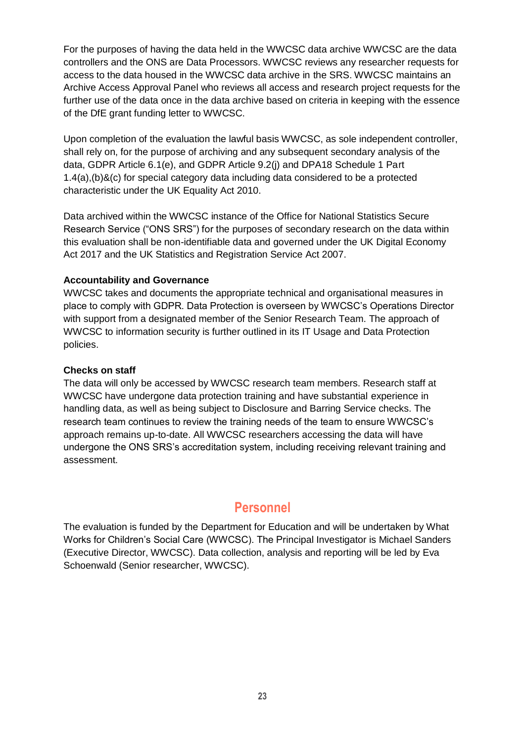For the purposes of having the data held in the WWCSC data archive WWCSC are the data controllers and the ONS are Data Processors. WWCSC reviews any researcher requests for access to the data housed in the WWCSC data archive in the SRS. WWCSC maintains an Archive Access Approval Panel who reviews all access and research project requests for the further use of the data once in the data archive based on criteria in keeping with the essence of the DfE grant funding letter to WWCSC.

Upon completion of the evaluation the lawful basis WWCSC, as sole independent controller, shall rely on, for the purpose of archiving and any subsequent secondary analysis of the data, GDPR Article 6.1(e), and GDPR Article 9.2(j) and DPA18 Schedule 1 Part 1.4(a),(b)&(c) for special category data including data considered to be a protected characteristic under the UK Equality Act 2010.

Data archived within the WWCSC instance of the Office for National Statistics Secure Research Service ("ONS SRS") for the purposes of secondary research on the data within this evaluation shall be non-identifiable data and governed under the UK Digital Economy Act 2017 and the UK Statistics and Registration Service Act 2007.

**Accountability and Governance**

WWCSC takes and documents the appropriate technical and organisational measures in place to comply with GDPR. Data Protection is overseen by WWCSC's Operations Director with support from a designated member of the Senior Research Team. The approach of WWCSC to information security is further outlined in its IT Usage and Data Protection policies.

**Checks on staff**

The data will only be accessed by WWCSC research team members. Research staff at WWCSC have undergone data protection training and have substantial experience in handling data, as well as being subject to Disclosure and Barring Service checks. The research team continues to review the training needs of the team to ensure WWCSC's approach remains up-to-date. All WWCSC researchers accessing the data will have undergone the ONS SRS's accreditation system, including receiving relevant training and assessment.

## Personnel

The evaluation is funded by the Department for Education and will be undertaken by What Works for Children's Social Care (WWCSC). The Principal Investigator is Michael Sanders (Executive Director, WWCSC). Data collection, analysis and reporting will be led by Eva Schoenwald (Senior researcher, WWCSC).